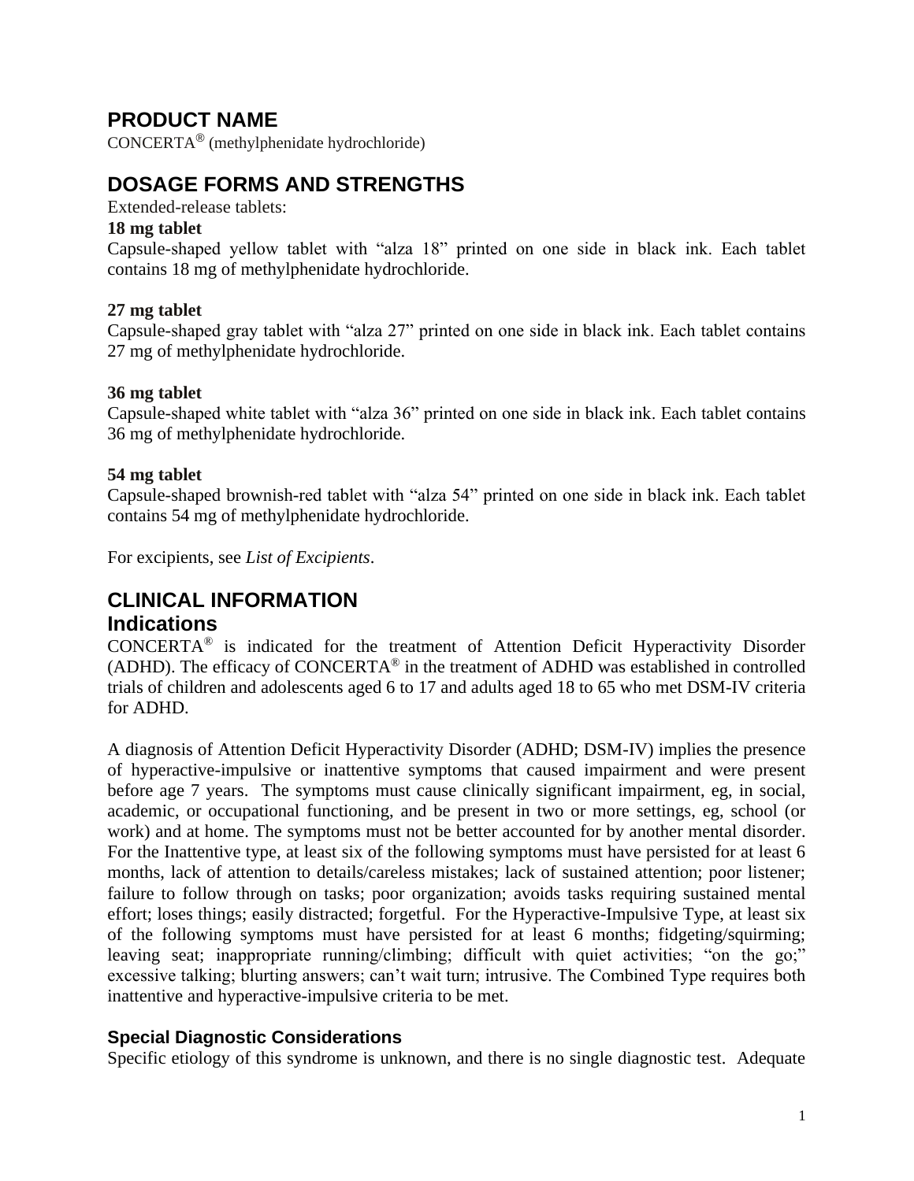# PRODUCT NAME

CONCERTA® (methylphenidate hydrochloride)

# DOSAGE FORMS AND STRENGTHS

Extended-release tablets:

**18 mg tablet**

Capsule-shaped yellow tablet with "alza 18" printed on one side in black ink. Each tablet contains 18 mg of methylphenidate hydrochloride.

**27 mg tablet**

Capsule-shaped gray tablet with "alza 27" printed on one side in black ink. Each tablet contains 27 mg of methylphenidate hydrochloride.

**36 mg tablet**

Capsule-shaped white tablet with "alza 36" printed on one side in black ink. Each tablet contains 36 mg of methylphenidate hydrochloride.

**54 mg tablet**

Capsule-shaped brownish-red tablet with "alza 54" printed on one side in black ink. Each tablet contains 54 mg of methylphenidate hydrochloride.

For excipients, see *List of Excipients*.

# CLINICAL INFORMATION

## Indications

CONCERTA® is indicated for the treatment of Attention Deficit Hyperactivity Disorder (ADHD). The efficacy of CONCERTA® in the treatment of ADHD was established in controlled trials of children and adolescents aged 6 to 17 and adults aged 18 to 65 who met DSM-IV criteria for ADHD.

A diagnosis of Attention Deficit Hyperactivity Disorder (ADHD; DSM-IV) implies the presence of hyperactive-impulsive or inattentive symptoms that caused impairment and were present before age 7 years. The symptoms must cause clinically significant impairment, eg, in social, academic, or occupational functioning, and be present in two or more settings, eg, school (or work) and at home. The symptoms must not be better accounted for by another mental disorder. For the Inattentive type, at least six of the following symptoms must have persisted for at least 6 months, lack of attention to details/careless mistakes; lack of sustained attention; poor listener; failure to follow through on tasks; poor organization; avoids tasks requiring sustained mental effort; loses things; easily distracted; forgetful. For the Hyperactive-Impulsive Type, at least six of the following symptoms must have persisted for at least 6 months; fidgeting/squirming; leaving seat; inappropriate running/climbing; difficult with quiet activities; "on the go;" excessive talking; blurting answers; can't wait turn; intrusive. The Combined Type requires both inattentive and hyperactive-impulsive criteria to be met.

### Special Diagnostic Considerations

Specific etiology of this syndrome is unknown, and there is no single diagnostic test. Adequate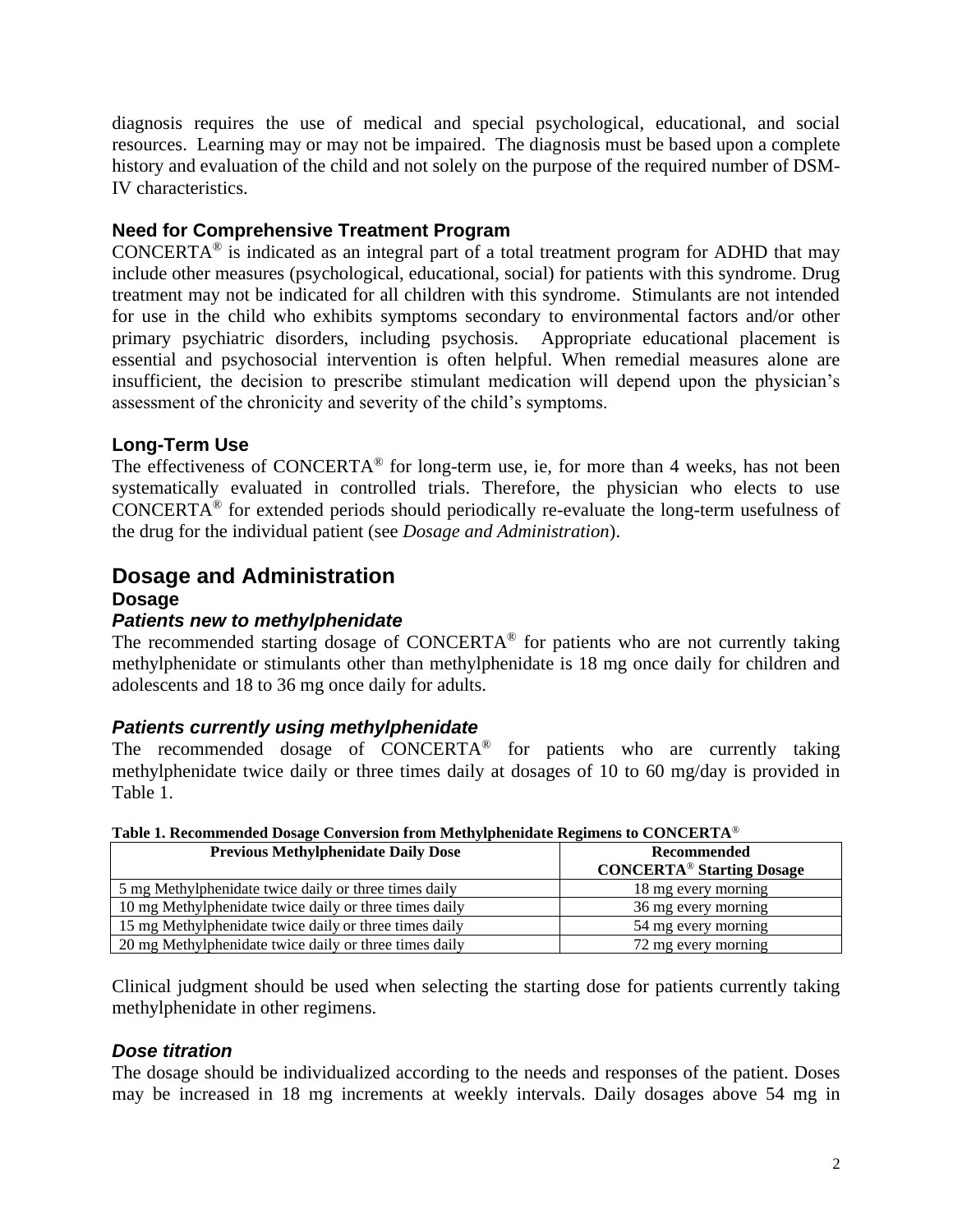diagnosis requires the use of medical and special psychological, educational, and social resources. Learning may or may not be impaired. The diagnosis must be based upon a complete history and evaluation of the child and not solely on the purpose of the required number of DSM-IV characteristics.

### Need for Comprehensive Treatment Program

CONCERTA® is indicated as an integral part of a total treatment program for ADHD that may include other measures (psychological, educational, social) for patients with this syndrome. Drug treatment may not be indicated for all children with this syndrome. Stimulants are not intended for use in the child who exhibits symptoms secondary to environmental factors and/or other primary psychiatric disorders, including psychosis. Appropriate educational placement is essential and psychosocial intervention is often helpful. When remedial measures alone are insufficient, the decision to prescribe stimulant medication will depend upon the physician's assessment of the chronicity and severity of the child's symptoms.

### Long-Term Use

The effectiveness of CONCERTA® for long-term use, ie, for more than 4 weeks, has not been systematically evaluated in controlled trials. Therefore, the physician who elects to use CONCERTA® for extended periods should periodically re-evaluate the long-term usefulness of the drug for the individual patient (see *Dosage and Administration*).

## Dosage and Administration

### Dosage

#### *Patients new to methylphenidate*

The recommended starting dosage of CONCERTA® for patients who are not currently taking methylphenidate or stimulants other than methylphenidate is 18 mg once daily for children and adolescents and 18 to 36 mg once daily for adults.

#### *Patients currently using methylphenidate*

The recommended dosage of CONCERTA® for patients who are currently taking methylphenidate twice daily or three times daily at dosages of 10 to 60 mg/day is provided in Table 1.

**Table 1. Recommended Dosage Conversion from Methylphenidate Regimens to CONCERTA®**

| Previous Methylphenidate Daily Dose | Recommended CONCERTA® Starting Dosage |
|---|---|
| 5 mg Methylphenidate twice daily or three times daily | 18 mg every morning |
| 10 mg Methylphenidate twice daily or three times daily | 36 mg every morning |
| 15 mg Methylphenidate twice daily or three times daily | 54 mg every morning |
| 20 mg Methylphenidate twice daily or three times daily | 72 mg every morning |

Clinical judgment should be used when selecting the starting dose for patients currently taking methylphenidate in other regimens.

#### *Dose titration*

The dosage should be individualized according to the needs and responses of the patient. Doses may be increased in 18 mg increments at weekly intervals. Daily dosages above 54 mg in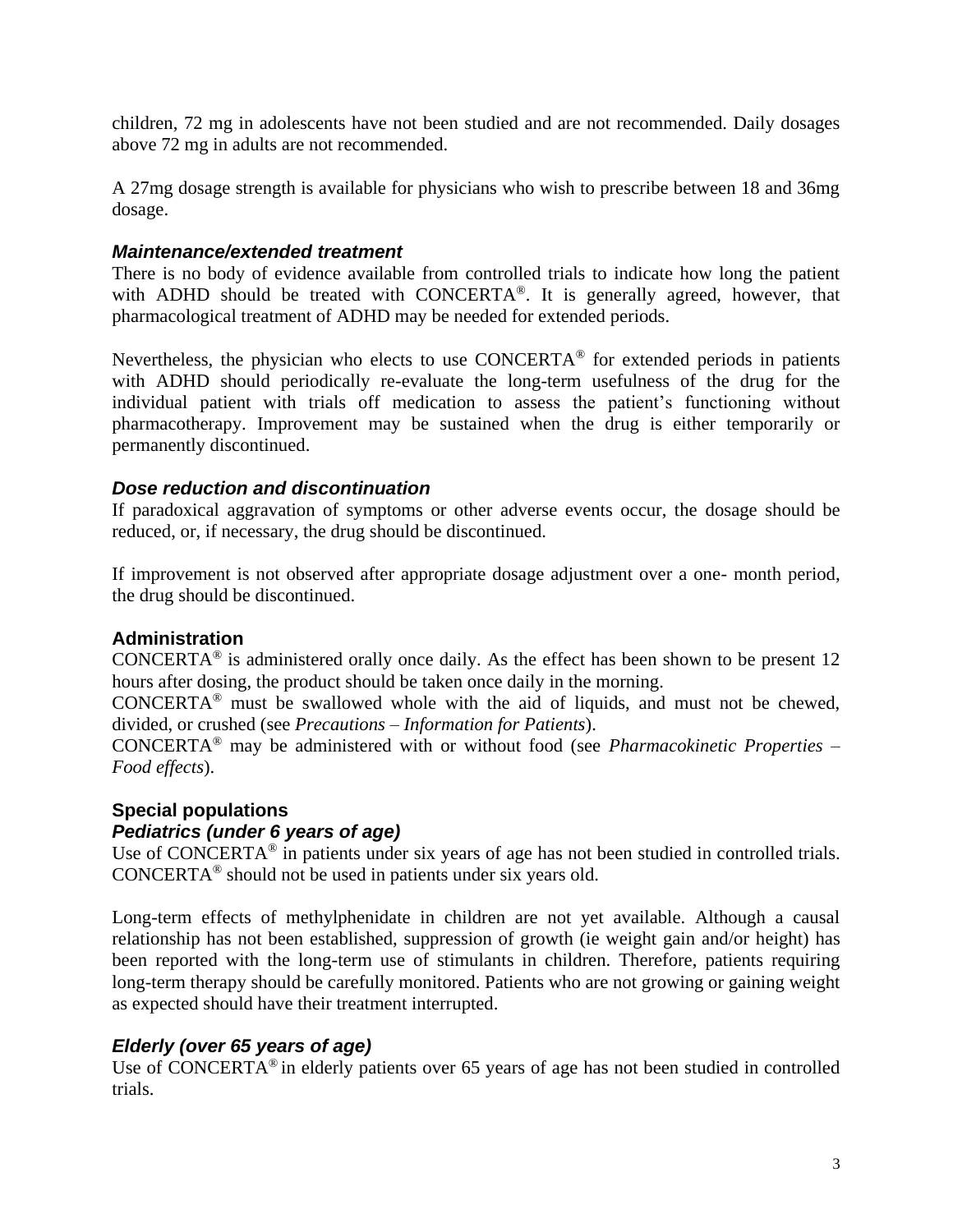children, 72 mg in adolescents have not been studied and are not recommended. Daily dosages above 72 mg in adults are not recommended.

A 27mg dosage strength is available for physicians who wish to prescribe between 18 and 36mg dosage.

### *Maintenance/extended treatment*

There is no body of evidence available from controlled trials to indicate how long the patient with ADHD should be treated with CONCERTA®. It is generally agreed, however, that pharmacological treatment of ADHD may be needed for extended periods.

Nevertheless, the physician who elects to use CONCERTA® for extended periods in patients with ADHD should periodically re-evaluate the long-term usefulness of the drug for the individual patient with trials off medication to assess the patient's functioning without pharmacotherapy. Improvement may be sustained when the drug is either temporarily or permanently discontinued.

### *Dose reduction and discontinuation*

If paradoxical aggravation of symptoms or other adverse events occur, the dosage should be reduced, or, if necessary, the drug should be discontinued.

If improvement is not observed after appropriate dosage adjustment over a one- month period, the drug should be discontinued.

## Administration

CONCERTA® is administered orally once daily. As the effect has been shown to be present 12 hours after dosing, the product should be taken once daily in the morning.
CONCERTA® must be swallowed whole with the aid of liquids, and must not be chewed, divided, or crushed (see *Precautions – Information for Patients*).
CONCERTA® may be administered with or without food (see *Pharmacokinetic Properties – Food effects*).

## Special populations

### *Pediatrics (under 6 years of age)*

Use of CONCERTA® in patients under six years of age has not been studied in controlled trials. CONCERTA® should not be used in patients under six years old.

Long-term effects of methylphenidate in children are not yet available. Although a causal relationship has not been established, suppression of growth (ie weight gain and/or height) has been reported with the long-term use of stimulants in children. Therefore, patients requiring long-term therapy should be carefully monitored. Patients who are not growing or gaining weight as expected should have their treatment interrupted.

### *Elderly (over 65 years of age)*

Use of CONCERTA® in elderly patients over 65 years of age has not been studied in controlled trials.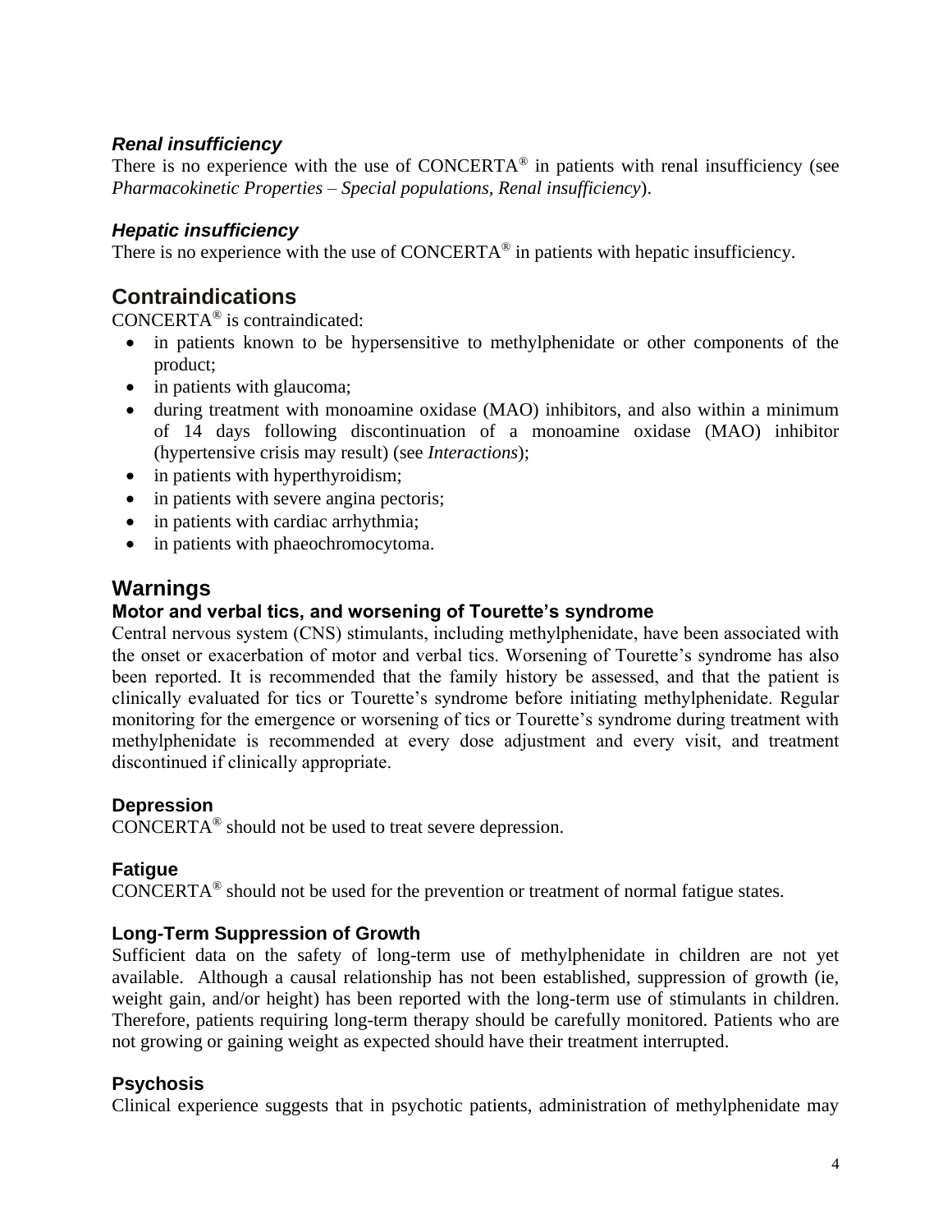### *Renal insufficiency*

There is no experience with the use of CONCERTA® in patients with renal insufficiency (see *Pharmacokinetic Properties – Special populations, Renal insufficiency*).

### *Hepatic insufficiency*

There is no experience with the use of CONCERTA® in patients with hepatic insufficiency.

## Contraindications

CONCERTA® is contraindicated:

- in patients known to be hypersensitive to methylphenidate or other components of the product;
- in patients with glaucoma;
- during treatment with monoamine oxidase (MAO) inhibitors, and also within a minimum of 14 days following discontinuation of a monoamine oxidase (MAO) inhibitor (hypertensive crisis may result) (see *Interactions*);
- in patients with hyperthyroidism;
- in patients with severe angina pectoris;
- in patients with cardiac arrhythmia;
- in patients with phaeochromocytoma.

## Warnings

### Motor and verbal tics, and worsening of Tourette's syndrome

Central nervous system (CNS) stimulants, including methylphenidate, have been associated with the onset or exacerbation of motor and verbal tics. Worsening of Tourette's syndrome has also been reported. It is recommended that the family history be assessed, and that the patient is clinically evaluated for tics or Tourette's syndrome before initiating methylphenidate. Regular monitoring for the emergence or worsening of tics or Tourette's syndrome during treatment with methylphenidate is recommended at every dose adjustment and every visit, and treatment discontinued if clinically appropriate.

### Depression

CONCERTA® should not be used to treat severe depression.

### Fatigue

CONCERTA® should not be used for the prevention or treatment of normal fatigue states.

### Long-Term Suppression of Growth

Sufficient data on the safety of long-term use of methylphenidate in children are not yet available. Although a causal relationship has not been established, suppression of growth (ie, weight gain, and/or height) has been reported with the long-term use of stimulants in children. Therefore, patients requiring long-term therapy should be carefully monitored. Patients who are not growing or gaining weight as expected should have their treatment interrupted.

### Psychosis

Clinical experience suggests that in psychotic patients, administration of methylphenidate may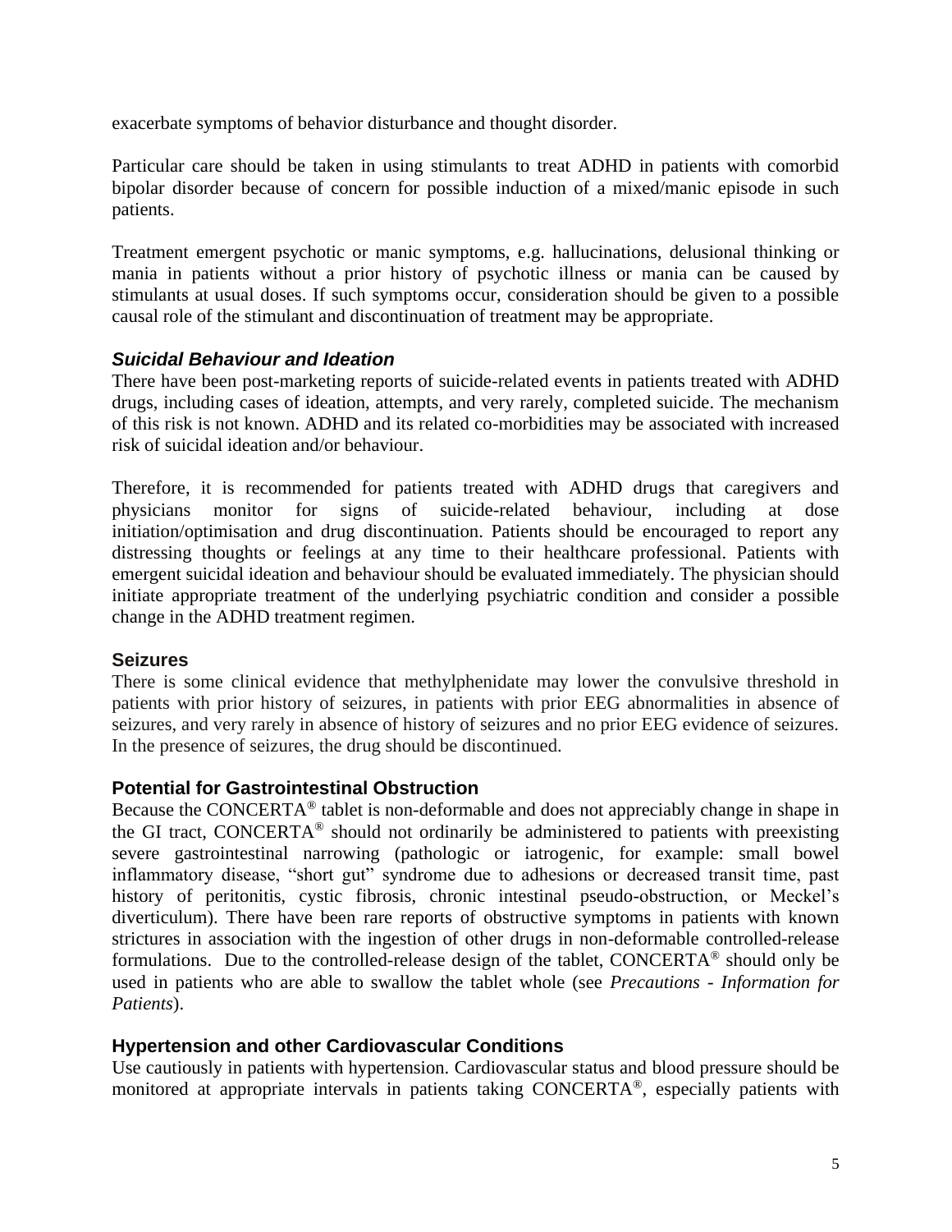exacerbate symptoms of behavior disturbance and thought disorder.

Particular care should be taken in using stimulants to treat ADHD in patients with comorbid bipolar disorder because of concern for possible induction of a mixed/manic episode in such patients.

Treatment emergent psychotic or manic symptoms, e.g. hallucinations, delusional thinking or mania in patients without a prior history of psychotic illness or mania can be caused by stimulants at usual doses. If such symptoms occur, consideration should be given to a possible causal role of the stimulant and discontinuation of treatment may be appropriate.

### *Suicidal Behaviour and Ideation*

There have been post-marketing reports of suicide-related events in patients treated with ADHD drugs, including cases of ideation, attempts, and very rarely, completed suicide. The mechanism of this risk is not known. ADHD and its related co-morbidities may be associated with increased risk of suicidal ideation and/or behaviour.

Therefore, it is recommended for patients treated with ADHD drugs that caregivers and physicians monitor for signs of suicide-related behaviour, including at dose initiation/optimisation and drug discontinuation. Patients should be encouraged to report any distressing thoughts or feelings at any time to their healthcare professional. Patients with emergent suicidal ideation and behaviour should be evaluated immediately. The physician should initiate appropriate treatment of the underlying psychiatric condition and consider a possible change in the ADHD treatment regimen.

### Seizures

There is some clinical evidence that methylphenidate may lower the convulsive threshold in patients with prior history of seizures, in patients with prior EEG abnormalities in absence of seizures, and very rarely in absence of history of seizures and no prior EEG evidence of seizures. In the presence of seizures, the drug should be discontinued.

### Potential for Gastrointestinal Obstruction

Because the CONCERTA® tablet is non-deformable and does not appreciably change in shape in the GI tract, CONCERTA® should not ordinarily be administered to patients with preexisting severe gastrointestinal narrowing (pathologic or iatrogenic, for example: small bowel inflammatory disease, "short gut" syndrome due to adhesions or decreased transit time, past history of peritonitis, cystic fibrosis, chronic intestinal pseudo-obstruction, or Meckel's diverticulum). There have been rare reports of obstructive symptoms in patients with known strictures in association with the ingestion of other drugs in non-deformable controlled-release formulations. Due to the controlled-release design of the tablet, CONCERTA® should only be used in patients who are able to swallow the tablet whole (see *Precautions - Information for Patients*).

### Hypertension and other Cardiovascular Conditions

Use cautiously in patients with hypertension. Cardiovascular status and blood pressure should be monitored at appropriate intervals in patients taking CONCERTA®, especially patients with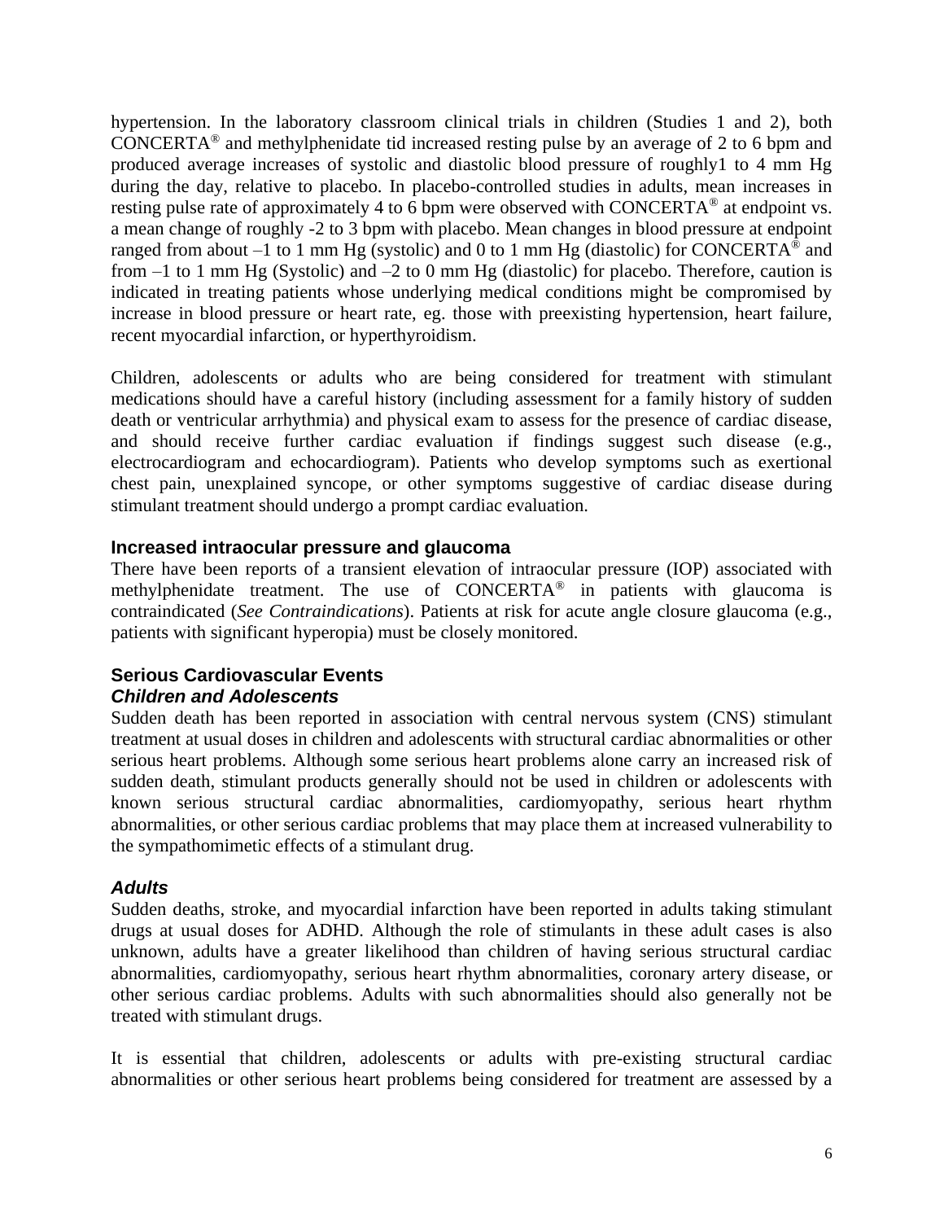hypertension. In the laboratory classroom clinical trials in children (Studies 1 and 2), both CONCERTA® and methylphenidate tid increased resting pulse by an average of 2 to 6 bpm and produced average increases of systolic and diastolic blood pressure of roughly1 to 4 mm Hg during the day, relative to placebo. In placebo-controlled studies in adults, mean increases in resting pulse rate of approximately 4 to 6 bpm were observed with CONCERTA® at endpoint vs. a mean change of roughly -2 to 3 bpm with placebo. Mean changes in blood pressure at endpoint ranged from about –1 to 1 mm Hg (systolic) and 0 to 1 mm Hg (diastolic) for CONCERTA® and from –1 to 1 mm Hg (Systolic) and –2 to 0 mm Hg (diastolic) for placebo. Therefore, caution is indicated in treating patients whose underlying medical conditions might be compromised by increase in blood pressure or heart rate, eg. those with preexisting hypertension, heart failure, recent myocardial infarction, or hyperthyroidism.

Children, adolescents or adults who are being considered for treatment with stimulant medications should have a careful history (including assessment for a family history of sudden death or ventricular arrhythmia) and physical exam to assess for the presence of cardiac disease, and should receive further cardiac evaluation if findings suggest such disease (e.g., electrocardiogram and echocardiogram). Patients who develop symptoms such as exertional chest pain, unexplained syncope, or other symptoms suggestive of cardiac disease during stimulant treatment should undergo a prompt cardiac evaluation.

### Increased intraocular pressure and glaucoma

There have been reports of a transient elevation of intraocular pressure (IOP) associated with methylphenidate treatment. The use of CONCERTA® in patients with glaucoma is contraindicated (*See Contraindications*). Patients at risk for acute angle closure glaucoma (e.g., patients with significant hyperopia) must be closely monitored.

### Serious Cardiovascular Events

#### *Children and Adolescents*

Sudden death has been reported in association with central nervous system (CNS) stimulant treatment at usual doses in children and adolescents with structural cardiac abnormalities or other serious heart problems. Although some serious heart problems alone carry an increased risk of sudden death, stimulant products generally should not be used in children or adolescents with known serious structural cardiac abnormalities, cardiomyopathy, serious heart rhythm abnormalities, or other serious cardiac problems that may place them at increased vulnerability to the sympathomimetic effects of a stimulant drug.

#### *Adults*

Sudden deaths, stroke, and myocardial infarction have been reported in adults taking stimulant drugs at usual doses for ADHD. Although the role of stimulants in these adult cases is also unknown, adults have a greater likelihood than children of having serious structural cardiac abnormalities, cardiomyopathy, serious heart rhythm abnormalities, coronary artery disease, or other serious cardiac problems. Adults with such abnormalities should also generally not be treated with stimulant drugs.

It is essential that children, adolescents or adults with pre-existing structural cardiac abnormalities or other serious heart problems being considered for treatment are assessed by a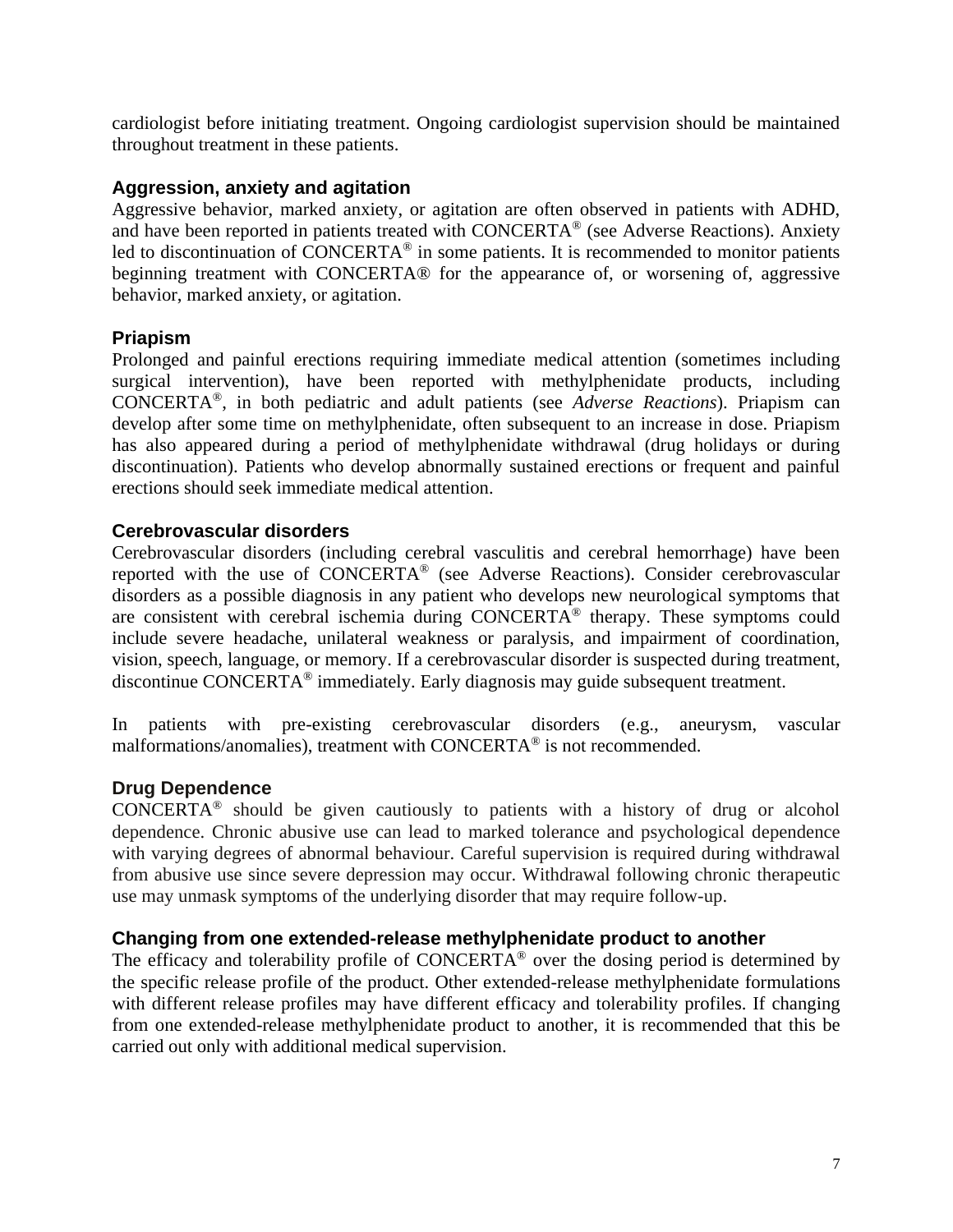cardiologist before initiating treatment. Ongoing cardiologist supervision should be maintained throughout treatment in these patients.

### Aggression, anxiety and agitation

Aggressive behavior, marked anxiety, or agitation are often observed in patients with ADHD, and have been reported in patients treated with CONCERTA® (see Adverse Reactions). Anxiety led to discontinuation of CONCERTA® in some patients. It is recommended to monitor patients beginning treatment with CONCERTA® for the appearance of, or worsening of, aggressive behavior, marked anxiety, or agitation.

### Priapism

Prolonged and painful erections requiring immediate medical attention (sometimes including surgical intervention), have been reported with methylphenidate products, including CONCERTA®, in both pediatric and adult patients (see *Adverse Reactions*). Priapism can develop after some time on methylphenidate, often subsequent to an increase in dose. Priapism has also appeared during a period of methylphenidate withdrawal (drug holidays or during discontinuation). Patients who develop abnormally sustained erections or frequent and painful erections should seek immediate medical attention.

### Cerebrovascular disorders

Cerebrovascular disorders (including cerebral vasculitis and cerebral hemorrhage) have been reported with the use of CONCERTA® (see Adverse Reactions). Consider cerebrovascular disorders as a possible diagnosis in any patient who develops new neurological symptoms that are consistent with cerebral ischemia during CONCERTA® therapy. These symptoms could include severe headache, unilateral weakness or paralysis, and impairment of coordination, vision, speech, language, or memory. If a cerebrovascular disorder is suspected during treatment, discontinue CONCERTA® immediately. Early diagnosis may guide subsequent treatment.

In patients with pre-existing cerebrovascular disorders (e.g., aneurysm, vascular malformations/anomalies), treatment with CONCERTA® is not recommended.

### Drug Dependence

CONCERTA® should be given cautiously to patients with a history of drug or alcohol dependence. Chronic abusive use can lead to marked tolerance and psychological dependence with varying degrees of abnormal behaviour. Careful supervision is required during withdrawal from abusive use since severe depression may occur. Withdrawal following chronic therapeutic use may unmask symptoms of the underlying disorder that may require follow-up.

### Changing from one extended-release methylphenidate product to another

The efficacy and tolerability profile of CONCERTA® over the dosing period is determined by the specific release profile of the product. Other extended-release methylphenidate formulations with different release profiles may have different efficacy and tolerability profiles. If changing from one extended-release methylphenidate product to another, it is recommended that this be carried out only with additional medical supervision.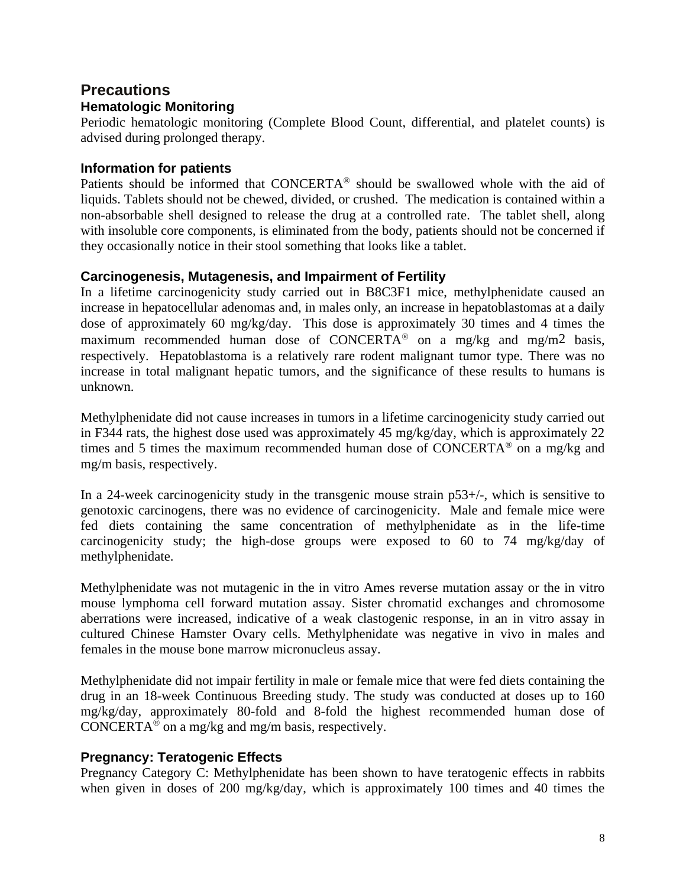## Precautions

### Hematologic Monitoring

Periodic hematologic monitoring (Complete Blood Count, differential, and platelet counts) is advised during prolonged therapy.

### Information for patients

Patients should be informed that CONCERTA® should be swallowed whole with the aid of liquids. Tablets should not be chewed, divided, or crushed. The medication is contained within a non-absorbable shell designed to release the drug at a controlled rate. The tablet shell, along with insoluble core components, is eliminated from the body, patients should not be concerned if they occasionally notice in their stool something that looks like a tablet.

### Carcinogenesis, Mutagenesis, and Impairment of Fertility

In a lifetime carcinogenicity study carried out in B8C3F1 mice, methylphenidate caused an increase in hepatocellular adenomas and, in males only, an increase in hepatoblastomas at a daily dose of approximately 60 mg/kg/day. This dose is approximately 30 times and 4 times the maximum recommended human dose of CONCERTA® on a mg/kg and $mg/m^2$ basis, respectively. Hepatoblastoma is a relatively rare rodent malignant tumor type. There was no increase in total malignant hepatic tumors, and the significance of these results to humans is unknown.

Methylphenidate did not cause increases in tumors in a lifetime carcinogenicity study carried out in F344 rats, the highest dose used was approximately 45 mg/kg/day, which is approximately 22 times and 5 times the maximum recommended human dose of CONCERTA® on a mg/kg and mg/m basis, respectively.

In a 24-week carcinogenicity study in the transgenic mouse strain p53+/-, which is sensitive to genotoxic carcinogens, there was no evidence of carcinogenicity. Male and female mice were fed diets containing the same concentration of methylphenidate as in the life-time carcinogenicity study; the high-dose groups were exposed to 60 to 74 mg/kg/day of methylphenidate.

Methylphenidate was not mutagenic in the in vitro Ames reverse mutation assay or the in vitro mouse lymphoma cell forward mutation assay. Sister chromatid exchanges and chromosome aberrations were increased, indicative of a weak clastogenic response, in an in vitro assay in cultured Chinese Hamster Ovary cells. Methylphenidate was negative in vivo in males and females in the mouse bone marrow micronucleus assay.

Methylphenidate did not impair fertility in male or female mice that were fed diets containing the drug in an 18-week Continuous Breeding study. The study was conducted at doses up to 160 mg/kg/day, approximately 80-fold and 8-fold the highest recommended human dose of CONCERTA® on a mg/kg and mg/m basis, respectively.

### Pregnancy: Teratogenic Effects

Pregnancy Category C: Methylphenidate has been shown to have teratogenic effects in rabbits when given in doses of 200 mg/kg/day, which is approximately 100 times and 40 times the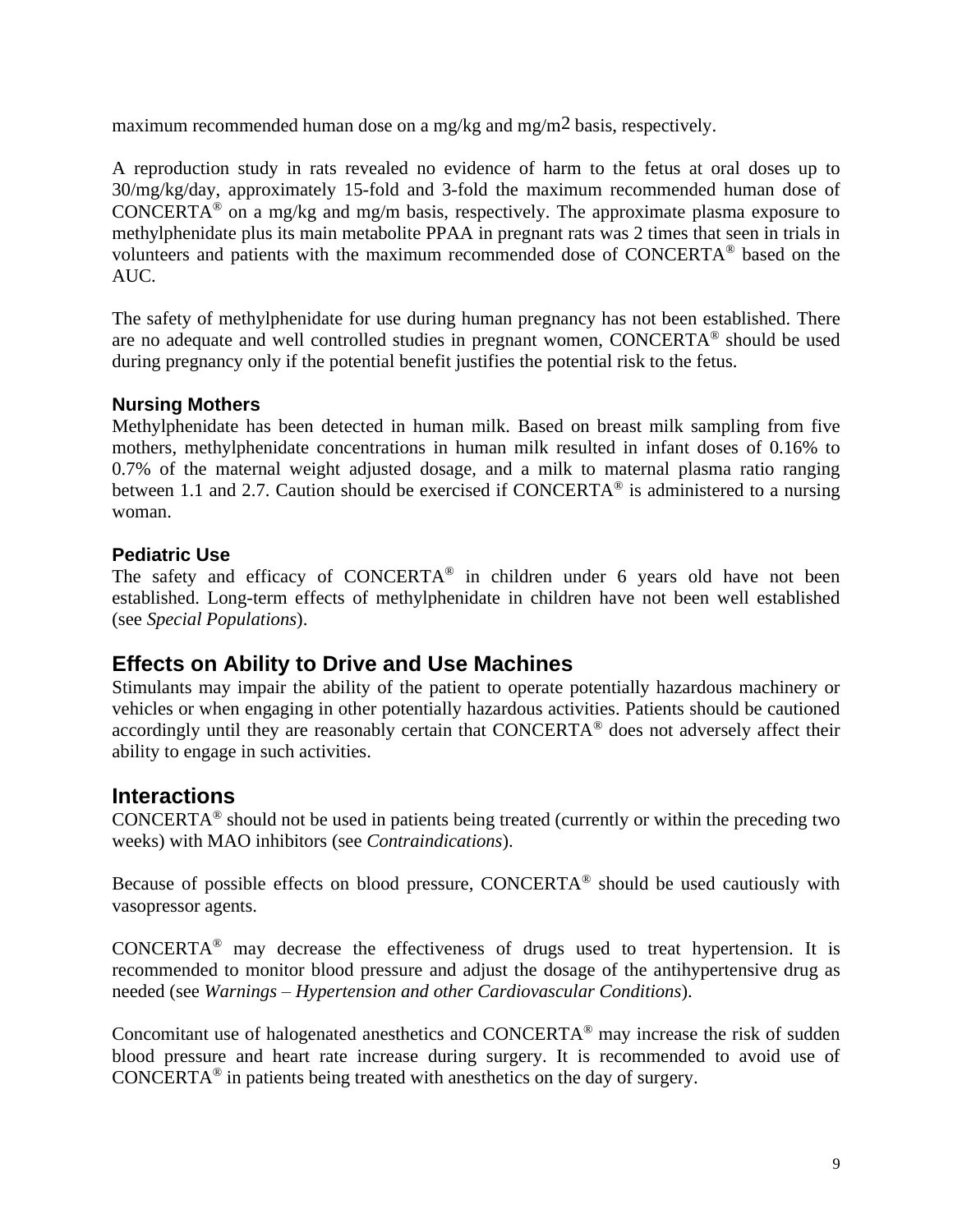maximum recommended human dose on a mg/kg and $mg/m^2$ basis, respectively.

A reproduction study in rats revealed no evidence of harm to the fetus at oral doses up to 30/mg/kg/day, approximately 15-fold and 3-fold the maximum recommended human dose of CONCERTA® on a mg/kg and mg/m basis, respectively. The approximate plasma exposure to methylphenidate plus its main metabolite PPAA in pregnant rats was 2 times that seen in trials in volunteers and patients with the maximum recommended dose of CONCERTA® based on the AUC.

The safety of methylphenidate for use during human pregnancy has not been established. There are no adequate and well controlled studies in pregnant women, CONCERTA® should be used during pregnancy only if the potential benefit justifies the potential risk to the fetus.

### Nursing Mothers

Methylphenidate has been detected in human milk. Based on breast milk sampling from five mothers, methylphenidate concentrations in human milk resulted in infant doses of 0.16% to 0.7% of the maternal weight adjusted dosage, and a milk to maternal plasma ratio ranging between 1.1 and 2.7. Caution should be exercised if CONCERTA® is administered to a nursing woman.

### Pediatric Use

The safety and efficacy of CONCERTA® in children under 6 years old have not been established. Long-term effects of methylphenidate in children have not been well established (see *Special Populations*).

## Effects on Ability to Drive and Use Machines

Stimulants may impair the ability of the patient to operate potentially hazardous machinery or vehicles or when engaging in other potentially hazardous activities. Patients should be cautioned accordingly until they are reasonably certain that CONCERTA® does not adversely affect their ability to engage in such activities.

## Interactions

CONCERTA® should not be used in patients being treated (currently or within the preceding two weeks) with MAO inhibitors (see *Contraindications*).

Because of possible effects on blood pressure, CONCERTA® should be used cautiously with vasopressor agents.

CONCERTA® may decrease the effectiveness of drugs used to treat hypertension. It is recommended to monitor blood pressure and adjust the dosage of the antihypertensive drug as needed (see *Warnings – Hypertension and other Cardiovascular Conditions*).

Concomitant use of halogenated anesthetics and CONCERTA® may increase the risk of sudden blood pressure and heart rate increase during surgery. It is recommended to avoid use of CONCERTA® in patients being treated with anesthetics on the day of surgery.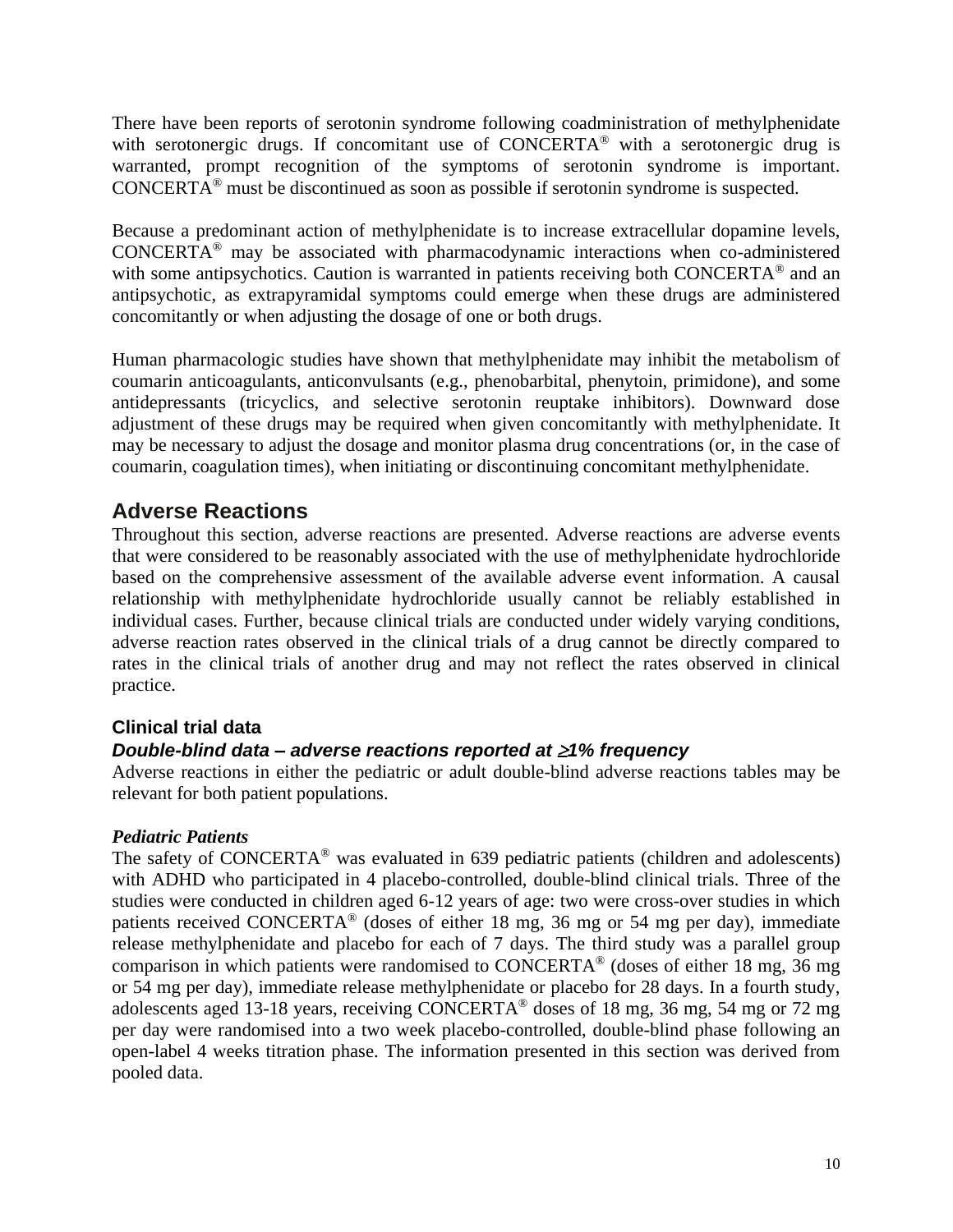There have been reports of serotonin syndrome following coadministration of methylphenidate with serotonergic drugs. If concomitant use of CONCERTA® with a serotonergic drug is warranted, prompt recognition of the symptoms of serotonin syndrome is important. CONCERTA® must be discontinued as soon as possible if serotonin syndrome is suspected.

Because a predominant action of methylphenidate is to increase extracellular dopamine levels, CONCERTA® may be associated with pharmacodynamic interactions when co-administered with some antipsychotics. Caution is warranted in patients receiving both CONCERTA® and an antipsychotic, as extrapyramidal symptoms could emerge when these drugs are administered concomitantly or when adjusting the dosage of one or both drugs.

Human pharmacologic studies have shown that methylphenidate may inhibit the metabolism of coumarin anticoagulants, anticonvulsants (e.g., phenobarbital, phenytoin, primidone), and some antidepressants (tricyclics, and selective serotonin reuptake inhibitors). Downward dose adjustment of these drugs may be required when given concomitantly with methylphenidate. It may be necessary to adjust the dosage and monitor plasma drug concentrations (or, in the case of coumarin, coagulation times), when initiating or discontinuing concomitant methylphenidate.

## Adverse Reactions

Throughout this section, adverse reactions are presented. Adverse reactions are adverse events that were considered to be reasonably associated with the use of methylphenidate hydrochloride based on the comprehensive assessment of the available adverse event information. A causal relationship with methylphenidate hydrochloride usually cannot be reliably established in individual cases. Further, because clinical trials are conducted under widely varying conditions, adverse reaction rates observed in the clinical trials of a drug cannot be directly compared to rates in the clinical trials of another drug and may not reflect the rates observed in clinical practice.

### Clinical trial data

#### *Double-blind data – adverse reactions reported at ≥1% frequency*

Adverse reactions in either the pediatric or adult double-blind adverse reactions tables may be relevant for both patient populations.

***Pediatric Patients***

The safety of CONCERTA® was evaluated in 639 pediatric patients (children and adolescents) with ADHD who participated in 4 placebo-controlled, double-blind clinical trials. Three of the studies were conducted in children aged 6-12 years of age: two were cross-over studies in which patients received CONCERTA® (doses of either 18 mg, 36 mg or 54 mg per day), immediate release methylphenidate and placebo for each of 7 days. The third study was a parallel group comparison in which patients were randomised to CONCERTA® (doses of either 18 mg, 36 mg or 54 mg per day), immediate release methylphenidate or placebo for 28 days. In a fourth study, adolescents aged 13-18 years, receiving CONCERTA® doses of 18 mg, 36 mg, 54 mg or 72 mg per day were randomised into a two week placebo-controlled, double-blind phase following an open-label 4 weeks titration phase. The information presented in this section was derived from pooled data.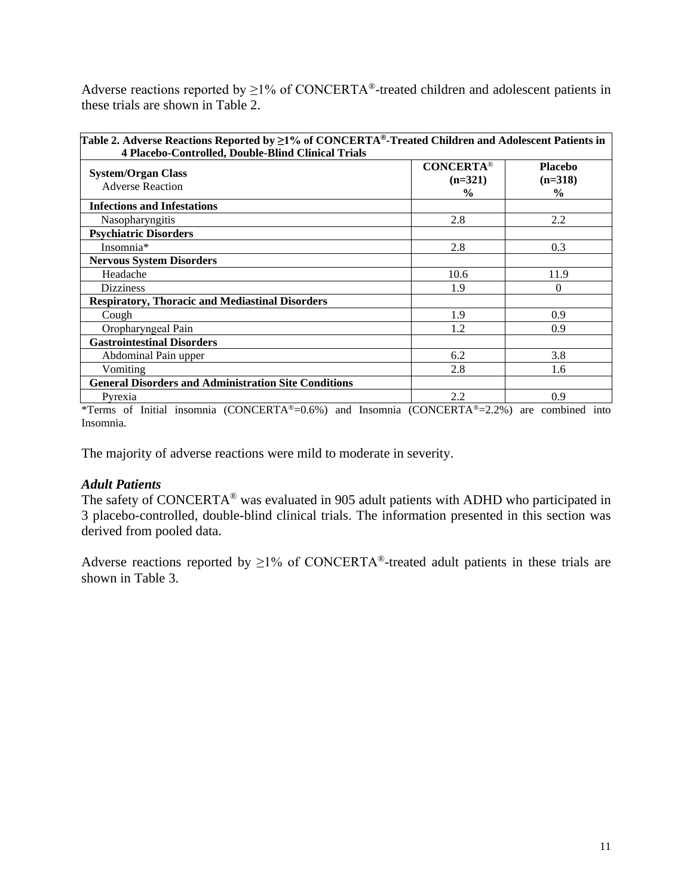Adverse reactions reported by ≥1% of CONCERTA®-treated children and adolescent patients in these trials are shown in Table 2.

**Table 2. Adverse Reactions Reported by ≥1% of CONCERTA®-Treated Children and Adolescent Patients in 4 Placebo-Controlled, Double-Blind Clinical Trials**

| **System/Organ Class**<br>Adverse Reaction | **CONCERTA® (n=321) %** | **Placebo (n=318) %** |
|---|---|---|
| **Infections and Infestations** | | |
| Nasopharyngitis | 2.8 | 2.2 |
| **Psychiatric Disorders** | | |
| Insomnia* | 2.8 | 0.3 |
| **Nervous System Disorders** | | |
| Headache | 10.6 | 11.9 |
| Dizziness | 1.9 | 0 |
| **Respiratory, Thoracic and Mediastinal Disorders** | | |
| Cough | 1.9 | 0.9 |
| Oropharyngeal Pain | 1.2 | 0.9 |
| **Gastrointestinal Disorders** | | |
| Abdominal Pain upper | 6.2 | 3.8 |
| Vomiting | 2.8 | 1.6 |
| **General Disorders and Administration Site Conditions** | | |
| Pyrexia | 2.2 | 0.9 |

*Terms of Initial insomnia (CONCERTA®=0.6%) and Insomnia (CONCERTA®=2.2%) are combined into Insomnia.

The majority of adverse reactions were mild to moderate in severity.

***Adult Patients***

The safety of CONCERTA® was evaluated in 905 adult patients with ADHD who participated in 3 placebo-controlled, double-blind clinical trials. The information presented in this section was derived from pooled data.

Adverse reactions reported by ≥1% of CONCERTA®-treated adult patients in these trials are shown in Table 3.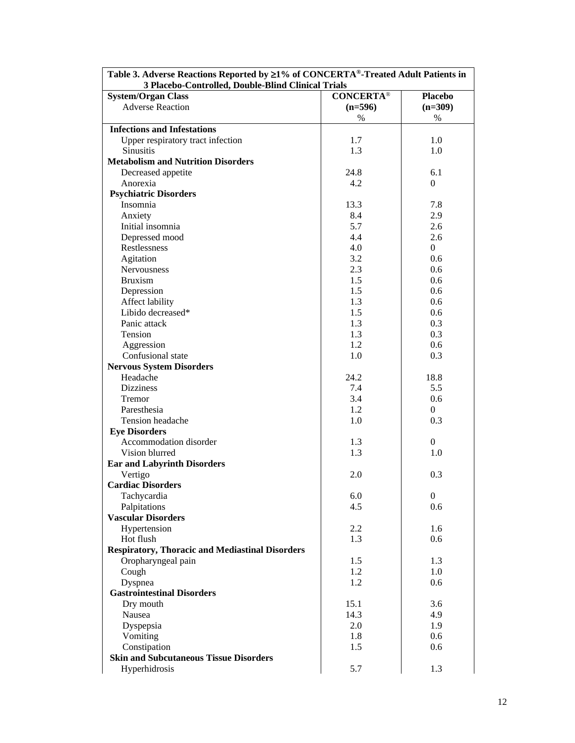| Table 3. Adverse Reactions Reported by ≥1% of CONCERTA®-Treated Adult Patients in 3 Placebo-Controlled, Double-Blind Clinical Trials | | |
|---|---|---|
| **System/Organ Class**<br>Adverse Reaction | **CONCERTA®**<br>**(n=596)**<br>% | **Placebo**<br>**(n=309)**<br>% |
| **Infections and Infestations** | | |
| Upper respiratory tract infection | 1.7 | 1.0 |
| Sinusitis | 1.3 | 1.0 |
| **Metabolism and Nutrition Disorders** | | |
| Decreased appetite | 24.8 | 6.1 |
| Anorexia | 4.2 | 0 |
| **Psychiatric Disorders** | | |
| Insomnia | 13.3 | 7.8 |
| Anxiety | 8.4 | 2.9 |
| Initial insomnia | 5.7 | 2.6 |
| Depressed mood | 4.4 | 2.6 |
| Restlessness | 4.0 | 0 |
| Agitation | 3.2 | 0.6 |
| Nervousness | 2.3 | 0.6 |
| Bruxism | 1.5 | 0.6 |
| Depression | 1.5 | 0.6 |
| Affect lability | 1.3 | 0.6 |
| Libido decreased* | 1.5 | 0.6 |
| Panic attack | 1.3 | 0.3 |
| Tension | 1.3 | 0.3 |
| Aggression | 1.2 | 0.6 |
| Confusional state | 1.0 | 0.3 |
| **Nervous System Disorders** | | |
| Headache | 24.2 | 18.8 |
| Dizziness | 7.4 | 5.5 |
| Tremor | 3.4 | 0.6 |
| Paresthesia | 1.2 | 0 |
| Tension headache | 1.0 | 0.3 |
| **Eye Disorders** | | |
| Accommodation disorder | 1.3 | 0 |
| Vision blurred | 1.3 | 1.0 |
| **Ear and Labyrinth Disorders** | | |
| Vertigo | 2.0 | 0.3 |
| **Cardiac Disorders** | | |
| Tachycardia | 6.0 | 0 |
| Palpitations | 4.5 | 0.6 |
| **Vascular Disorders** | | |
| Hypertension | 2.2 | 1.6 |
| Hot flush | 1.3 | 0.6 |
| **Respiratory, Thoracic and Mediastinal Disorders** | | |
| Oropharyngeal pain | 1.5 | 1.3 |
| Cough | 1.2 | 1.0 |
| Dyspnea | 1.2 | 0.6 |
| **Gastrointestinal Disorders** | | |
| Dry mouth | 15.1 | 3.6 |
| Nausea | 14.3 | 4.9 |
| Dyspepsia | 2.0 | 1.9 |
| Vomiting | 1.8 | 0.6 |
| Constipation | 1.5 | 0.6 |
| **Skin and Subcutaneous Tissue Disorders** | | |
| Hyperhidrosis | 5.7 | 1.3 |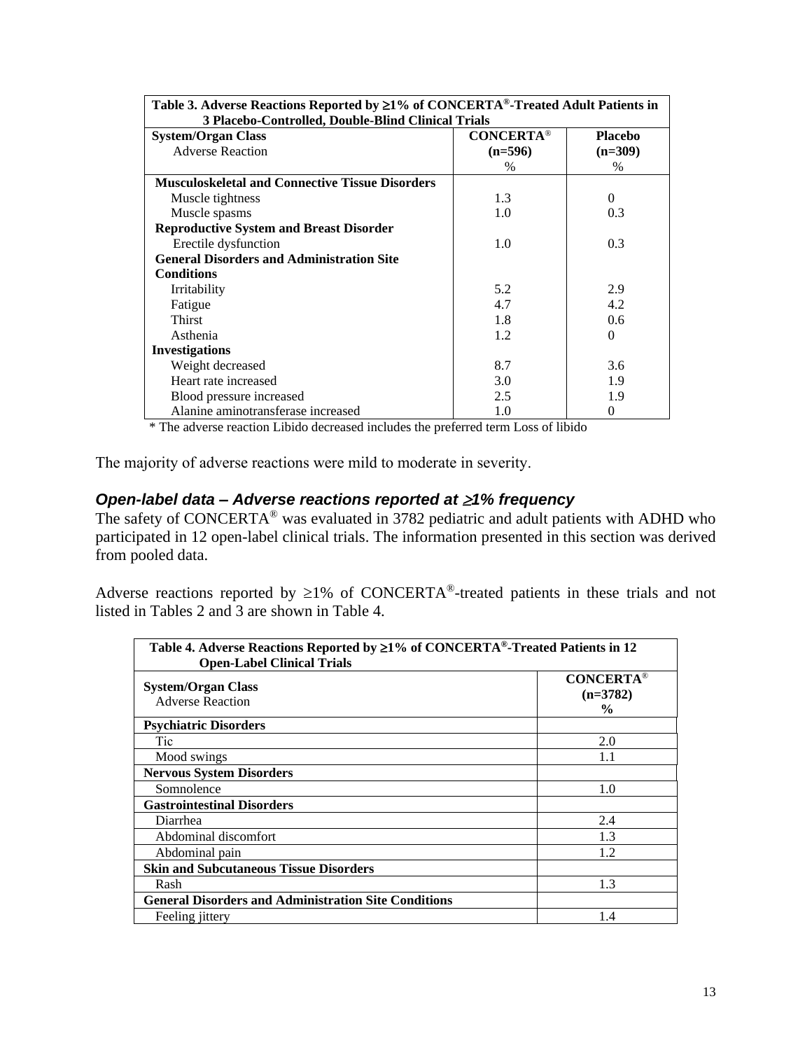| Table 3. Adverse Reactions Reported by ≥1% of CONCERTA®-Treated Adult Patients in 3 Placebo-Controlled, Double-Blind Clinical Trials | | |
|---|---|---|
| **System/Organ Class**<br>Adverse Reaction | **CONCERTA®**<br>**(n=596)**<br>% | **Placebo**<br>**(n=309)**<br>% |
| **Musculoskeletal and Connective Tissue Disorders** | | |
| Muscle tightness | 1.3 | 0 |
| Muscle spasms | 1.0 | 0.3 |
| **Reproductive System and Breast Disorder** | | |
| Erectile dysfunction | 1.0 | 0.3 |
| **General Disorders and Administration Site Conditions** | | |
| Irritability | 5.2 | 2.9 |
| Fatigue | 4.7 | 4.2 |
| Thirst | 1.8 | 0.6 |
| Asthenia | 1.2 | 0 |
| **Investigations** | | |
| Weight decreased | 8.7 | 3.6 |
| Heart rate increased | 3.0 | 1.9 |
| Blood pressure increased | 2.5 | 1.9 |
| Alanine aminotransferase increased | 1.0 | 0 |

* The adverse reaction Libido decreased includes the preferred term Loss of libido

The majority of adverse reactions were mild to moderate in severity.

### *Open-label data – Adverse reactions reported at ≥1% frequency*

The safety of CONCERTA® was evaluated in 3782 pediatric and adult patients with ADHD who participated in 12 open-label clinical trials. The information presented in this section was derived from pooled data.

Adverse reactions reported by ≥1% of CONCERTA®-treated patients in these trials and not listed in Tables 2 and 3 are shown in Table 4.

| Table 4. Adverse Reactions Reported by ≥1% of CONCERTA®-Treated Patients in 12 Open-Label Clinical Trials | |
|---|---|
| **System/Organ Class**<br>Adverse Reaction | **CONCERTA®**<br>**(n=3782)**<br>**%** |
| **Psychiatric Disorders** | |
| Tic | 2.0 |
| Mood swings | 1.1 |
| **Nervous System Disorders** | |
| Somnolence | 1.0 |
| **Gastrointestinal Disorders** | |
| Diarrhea | 2.4 |
| Abdominal discomfort | 1.3 |
| Abdominal pain | 1.2 |
| **Skin and Subcutaneous Tissue Disorders** | |
| Rash | 1.3 |
| **General Disorders and Administration Site Conditions** | |
| Feeling jittery | 1.4 |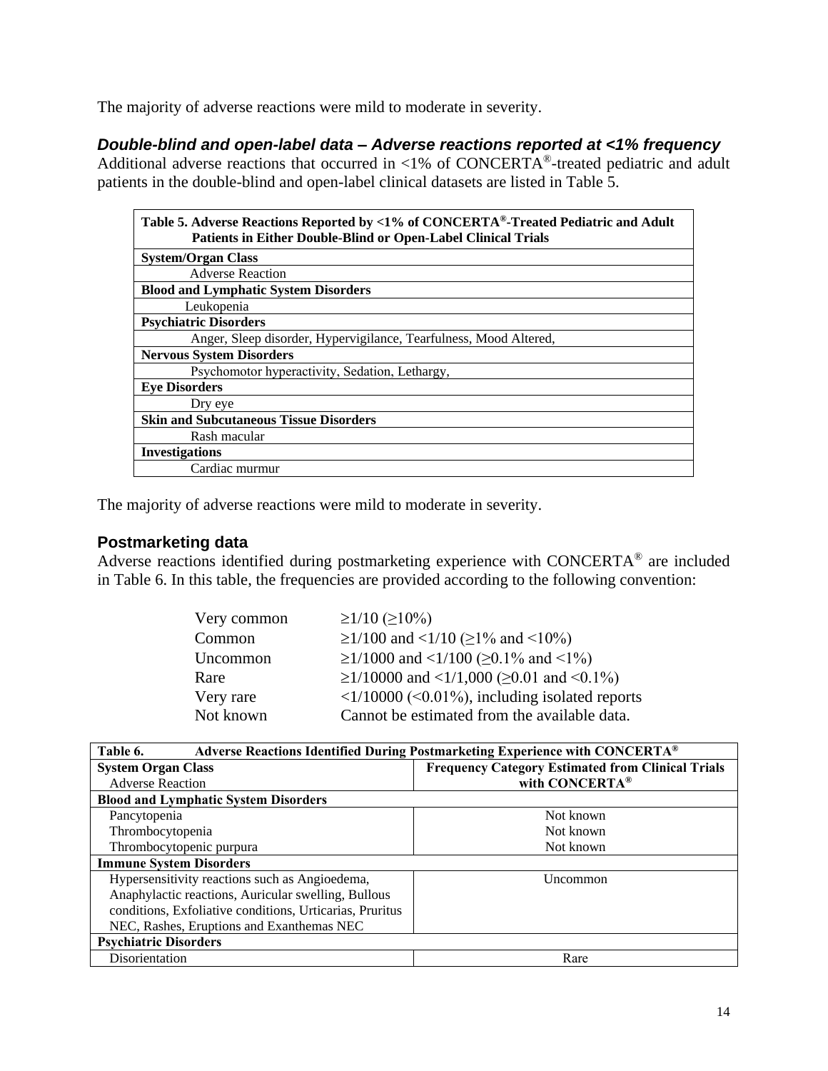The majority of adverse reactions were mild to moderate in severity.

### *Double-blind and open-label data – Adverse reactions reported at <1% frequency*

Additional adverse reactions that occurred in <1% of CONCERTA®-treated pediatric and adult patients in the double-blind and open-label clinical datasets are listed in Table 5.

| **Table 5. Adverse Reactions Reported by <1% of CONCERTA®-Treated Pediatric and Adult Patients in Either Double-Blind or Open-Label Clinical Trials** |
|---|
| **System/Organ Class** |
| Adverse Reaction |
| **Blood and Lymphatic System Disorders** |
| Leukopenia |
| **Psychiatric Disorders** |
| Anger, Sleep disorder, Hypervigilance, Tearfulness, Mood Altered, |
| **Nervous System Disorders** |
| Psychomotor hyperactivity, Sedation, Lethargy, |
| **Eye Disorders** |
| Dry eye |
| **Skin and Subcutaneous Tissue Disorders** |
| Rash macular |
| **Investigations** |
| Cardiac murmur |

The majority of adverse reactions were mild to moderate in severity.

### Postmarketing data

Adverse reactions identified during postmarketing experience with CONCERTA® are included in Table 6. In this table, the frequencies are provided according to the following convention:

| | |
|---|---|
| Very common | ≥1/10 (≥10%) |
| Common | ≥1/100 and <1/10 (≥1% and <10%) |
| Uncommon | ≥1/1000 and <1/100 (≥0.1% and <1%) |
| Rare | ≥1/10000 and <1/1,000 (≥0.01 and <0.1%) |
| Very rare | <1/10000 (<0.01%), including isolated reports |
| Not known | Cannot be estimated from the available data. |

| **Table 6. Adverse Reactions Identified During Postmarketing Experience with CONCERTA®** | |
|---|---|
| **System Organ Class**<br>Adverse Reaction | **Frequency Category Estimated from Clinical Trials with CONCERTA®** |
| **Blood and Lymphatic System Disorders** | |
| Pancytopenia | Not known |
| Thrombocytopenia | Not known |
| Thrombocytopenic purpura | Not known |
| **Immune System Disorders** | |
| Hypersensitivity reactions such as Angioedema, Anaphylactic reactions, Auricular swelling, Bullous conditions, Exfoliative conditions, Urticarias, Pruritus NEC, Rashes, Eruptions and Exanthemas NEC | Uncommon |
| **Psychiatric Disorders** | |
| Disorientation | Rare |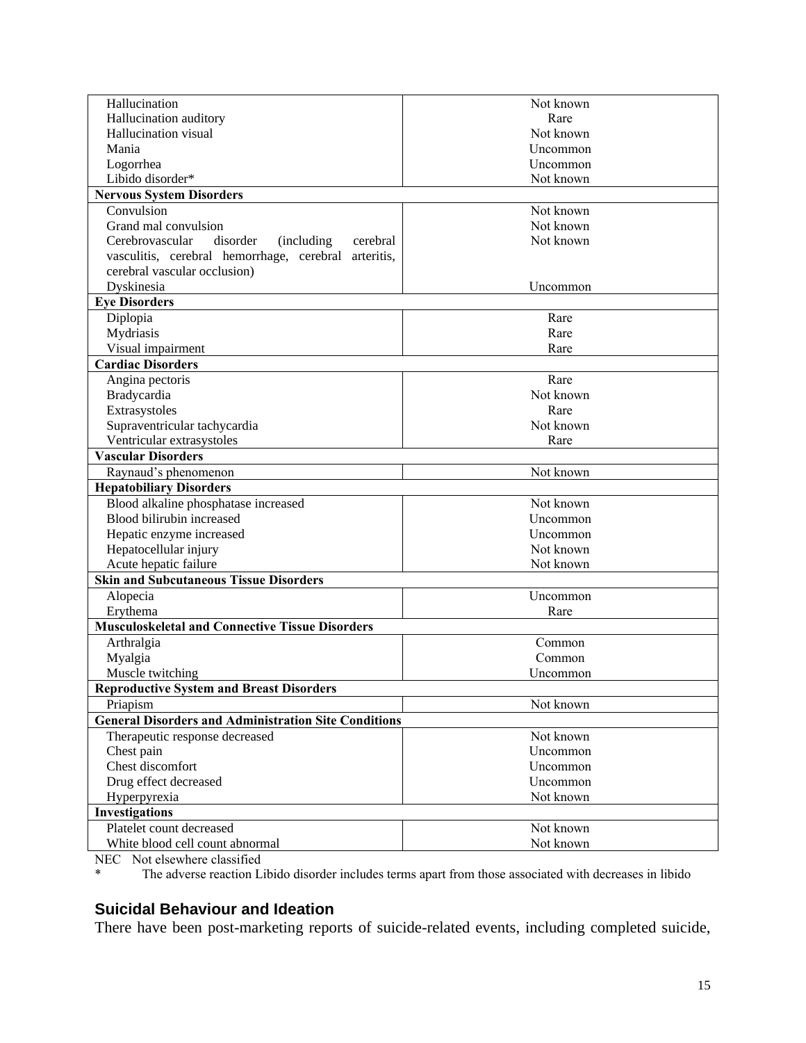| | |
|---|---|
| Hallucination | Not known |
| Hallucination auditory | Rare |
| Hallucination visual | Not known |
| Mania | Uncommon |
| Logorrhea | Uncommon |
| Libido disorder* | Not known |
| **Nervous System Disorders** | |
| Convulsion | Not known |
| Grand mal convulsion | Not known |
| Cerebrovascular disorder (including cerebral vasculitis, cerebral hemorrhage, cerebral arteritis, cerebral vascular occlusion) | Not known |
| Dyskinesia | Uncommon |
| **Eye Disorders** | |
| Diplopia | Rare |
| Mydriasis | Rare |
| Visual impairment | Rare |
| **Cardiac Disorders** | |
| Angina pectoris | Rare |
| Bradycardia | Not known |
| Extrasystoles | Rare |
| Supraventricular tachycardia | Not known |
| Ventricular extrasystoles | Rare |
| **Vascular Disorders** | |
| Raynaud's phenomenon | Not known |
| **Hepatobiliary Disorders** | |
| Blood alkaline phosphatase increased | Not known |
| Blood bilirubin increased | Uncommon |
| Hepatic enzyme increased | Uncommon |
| Hepatocellular injury | Not known |
| Acute hepatic failure | Not known |
| **Skin and Subcutaneous Tissue Disorders** | |
| Alopecia | Uncommon |
| Erythema | Rare |
| **Musculoskeletal and Connective Tissue Disorders** | |
| Arthralgia | Common |
| Myalgia | Common |
| Muscle twitching | Uncommon |
| **Reproductive System and Breast Disorders** | |
| Priapism | Not known |
| **General Disorders and Administration Site Conditions** | |
| Therapeutic response decreased | Not known |
| Chest pain | Uncommon |
| Chest discomfort | Uncommon |
| Drug effect decreased | Uncommon |
| Hyperpyrexia | Not known |
| **Investigations** | |
| Platelet count decreased | Not known |
| White blood cell count abnormal | Not known |

NEC Not elsewhere classified

\* The adverse reaction Libido disorder includes terms apart from those associated with decreases in libido

## Suicidal Behaviour and Ideation

There have been post-marketing reports of suicide-related events, including completed suicide,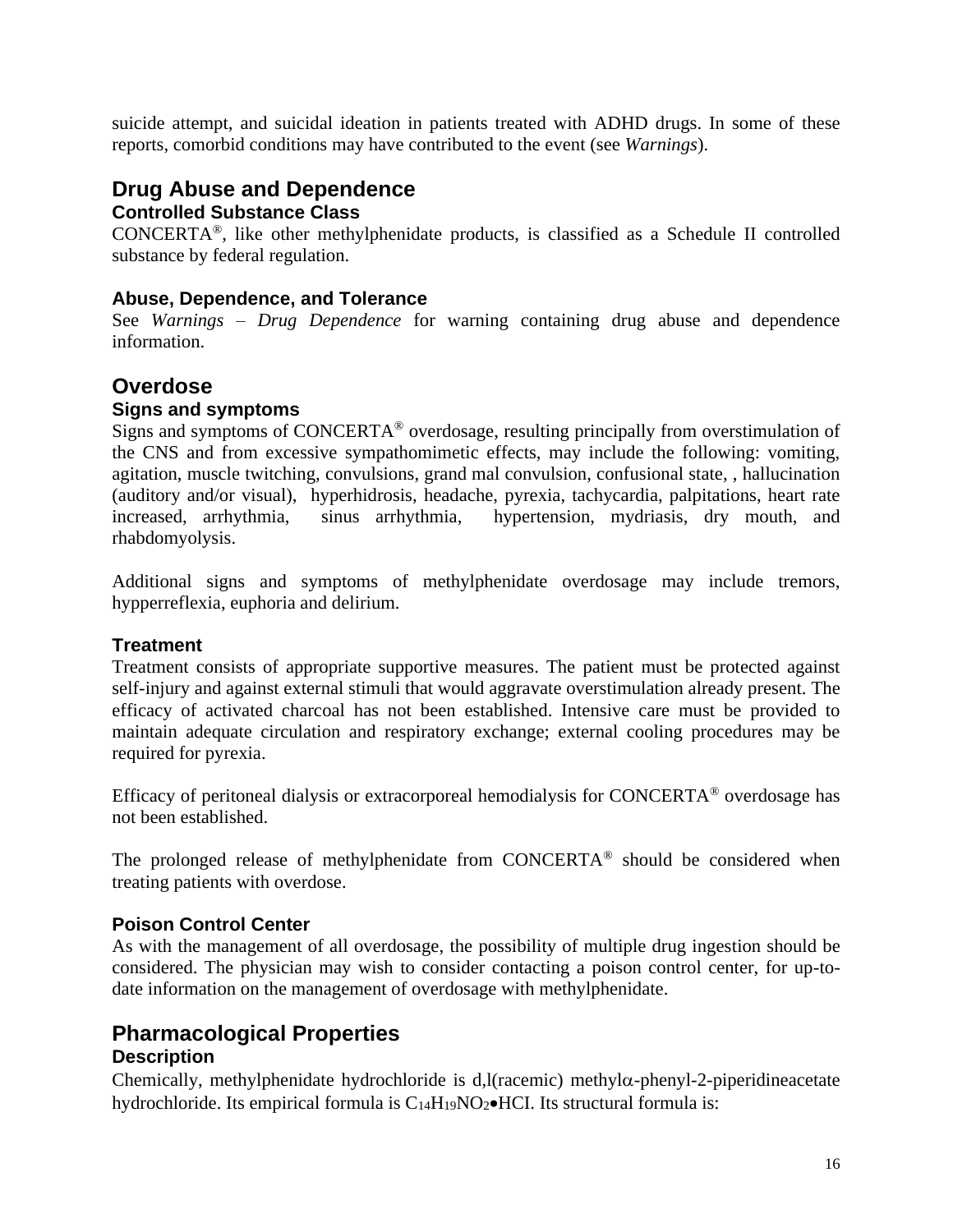suicide attempt, and suicidal ideation in patients treated with ADHD drugs. In some of these reports, comorbid conditions may have contributed to the event (see *Warnings*).

## Drug Abuse and Dependence

### Controlled Substance Class

CONCERTA®, like other methylphenidate products, is classified as a Schedule II controlled substance by federal regulation.

### Abuse, Dependence, and Tolerance

See *Warnings – Drug Dependence* for warning containing drug abuse and dependence information.

## Overdose

### Signs and symptoms

Signs and symptoms of CONCERTA® overdosage, resulting principally from overstimulation of the CNS and from excessive sympathomimetic effects, may include the following: vomiting, agitation, muscle twitching, convulsions, grand mal convulsion, confusional state, , hallucination (auditory and/or visual), hyperhidrosis, headache, pyrexia, tachycardia, palpitations, heart rate increased, arrhythmia, sinus arrhythmia, hypertension, mydriasis, dry mouth, and rhabdomyolysis.

Additional signs and symptoms of methylphenidate overdosage may include tremors, hypperreflexia, euphoria and delirium.

### Treatment

Treatment consists of appropriate supportive measures. The patient must be protected against self-injury and against external stimuli that would aggravate overstimulation already present. The efficacy of activated charcoal has not been established. Intensive care must be provided to maintain adequate circulation and respiratory exchange; external cooling procedures may be required for pyrexia.

Efficacy of peritoneal dialysis or extracorporeal hemodialysis for CONCERTA® overdosage has not been established.

The prolonged release of methylphenidate from CONCERTA® should be considered when treating patients with overdose.

### Poison Control Center

As with the management of all overdosage, the possibility of multiple drug ingestion should be considered. The physician may wish to consider contacting a poison control center, for up-to-date information on the management of overdosage with methylphenidate.

## Pharmacological Properties

### Description

Chemically, methylphenidate hydrochloride is d,l(racemic) methyl$\alpha$-phenyl-2-piperidineacetate hydrochloride. Its empirical formula is $C_{14}H_{19}NO_2 \bullet HCl$. Its structural formula is: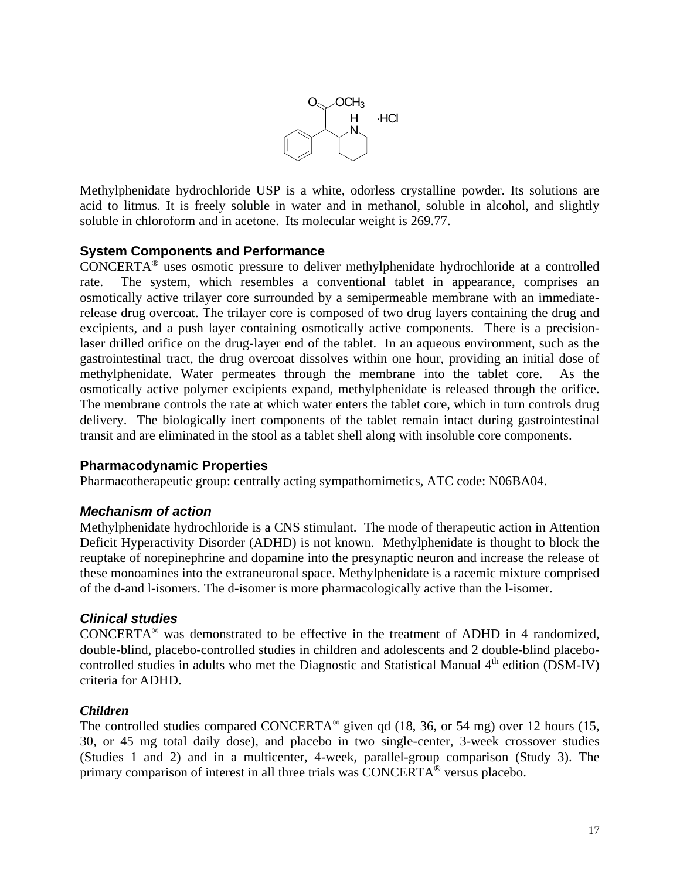Methylphenidate hydrochloride USP is a white, odorless crystalline powder. Its solutions are acid to litmus. It is freely soluble in water and in methanol, soluble in alcohol, and slightly soluble in chloroform and in acetone. Its molecular weight is 269.77.

### System Components and Performance

CONCERTA® uses osmotic pressure to deliver methylphenidate hydrochloride at a controlled rate. The system, which resembles a conventional tablet in appearance, comprises an osmotically active trilayer core surrounded by a semipermeable membrane with an immediate-release drug overcoat. The trilayer core is composed of two drug layers containing the drug and excipients, and a push layer containing osmotically active components. There is a precision-laser drilled orifice on the drug-layer end of the tablet. In an aqueous environment, such as the gastrointestinal tract, the drug overcoat dissolves within one hour, providing an initial dose of methylphenidate. Water permeates through the membrane into the tablet core. As the osmotically active polymer excipients expand, methylphenidate is released through the orifice. The membrane controls the rate at which water enters the tablet core, which in turn controls drug delivery. The biologically inert components of the tablet remain intact during gastrointestinal transit and are eliminated in the stool as a tablet shell along with insoluble core components.

### Pharmacodynamic Properties

Pharmacotherapeutic group: centrally acting sympathomimetics, ATC code: N06BA04.

#### *Mechanism of action*

Methylphenidate hydrochloride is a CNS stimulant. The mode of therapeutic action in Attention Deficit Hyperactivity Disorder (ADHD) is not known. Methylphenidate is thought to block the reuptake of norepinephrine and dopamine into the presynaptic neuron and increase the release of these monoamines into the extraneuronal space. Methylphenidate is a racemic mixture comprised of the d-and l-isomers. The d-isomer is more pharmacologically active than the l-isomer.

#### *Clinical studies*

CONCERTA® was demonstrated to be effective in the treatment of ADHD in 4 randomized, double-blind, placebo-controlled studies in children and adolescents and 2 double-blind placebo-controlled studies in adults who met the Diagnostic and Statistical Manual 4th edition (DSM-IV) criteria for ADHD.

***Children***

The controlled studies compared CONCERTA® given qd (18, 36, or 54 mg) over 12 hours (15, 30, or 45 mg total daily dose), and placebo in two single-center, 3-week crossover studies (Studies 1 and 2) and in a multicenter, 4-week, parallel-group comparison (Study 3). The primary comparison of interest in all three trials was CONCERTA® versus placebo.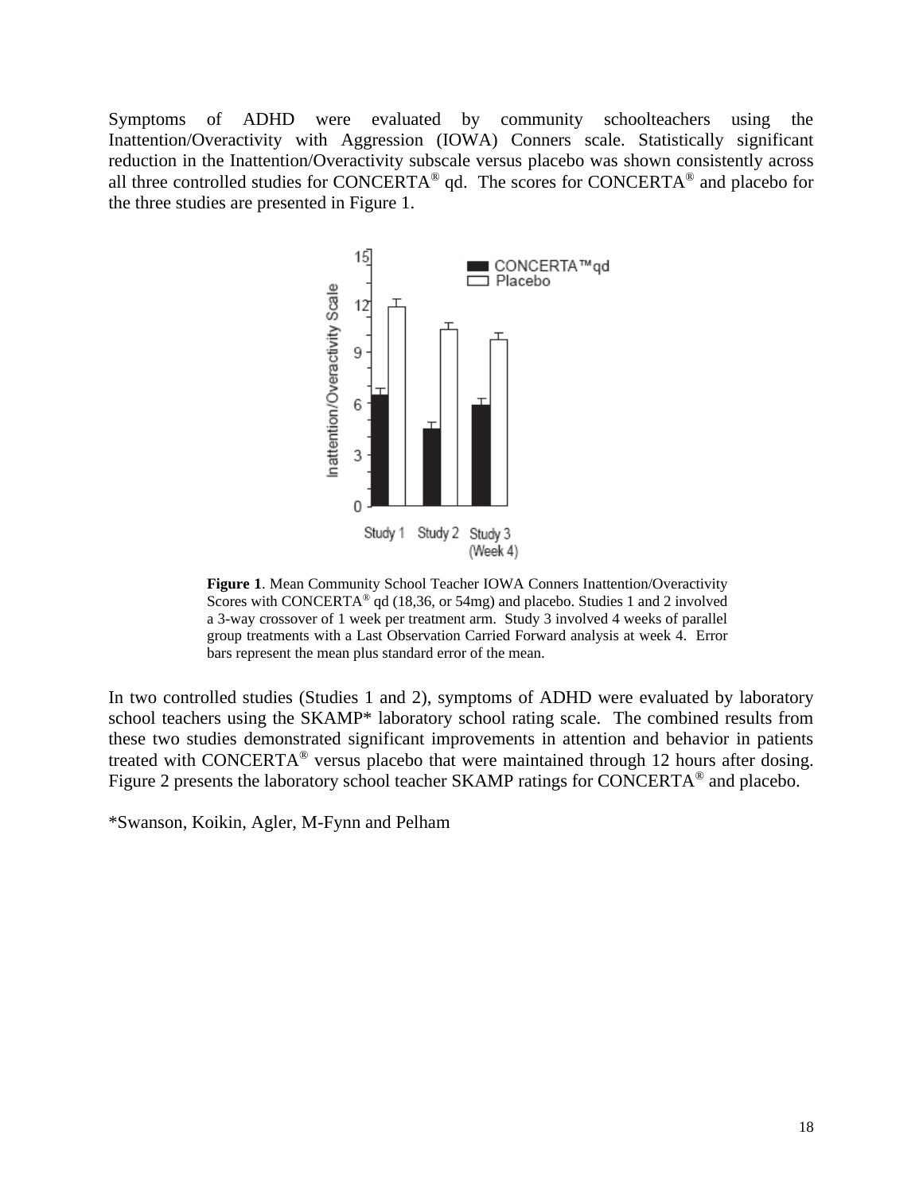Symptoms of ADHD were evaluated by community schoolteachers using the Inattention/Overactivity with Aggression (IOWA) Conners scale. Statistically significant reduction in the Inattention/Overactivity subscale versus placebo was shown consistently across all three controlled studies for CONCERTA® qd. The scores for CONCERTA® and placebo for the three studies are presented in Figure 1.

**Figure 1**. Mean Community School Teacher IOWA Conners Inattention/Overactivity Scores with CONCERTA® qd (18,36, or 54mg) and placebo. Studies 1 and 2 involved a 3-way crossover of 1 week per treatment arm. Study 3 involved 4 weeks of parallel group treatments with a Last Observation Carried Forward analysis at week 4. Error bars represent the mean plus standard error of the mean.

In two controlled studies (Studies 1 and 2), symptoms of ADHD were evaluated by laboratory school teachers using the SKAMP* laboratory school rating scale. The combined results from these two studies demonstrated significant improvements in attention and behavior in patients treated with CONCERTA® versus placebo that were maintained through 12 hours after dosing. Figure 2 presents the laboratory school teacher SKAMP ratings for CONCERTA® and placebo.

*Swanson, Koikin, Agler, M-Fynn and Pelham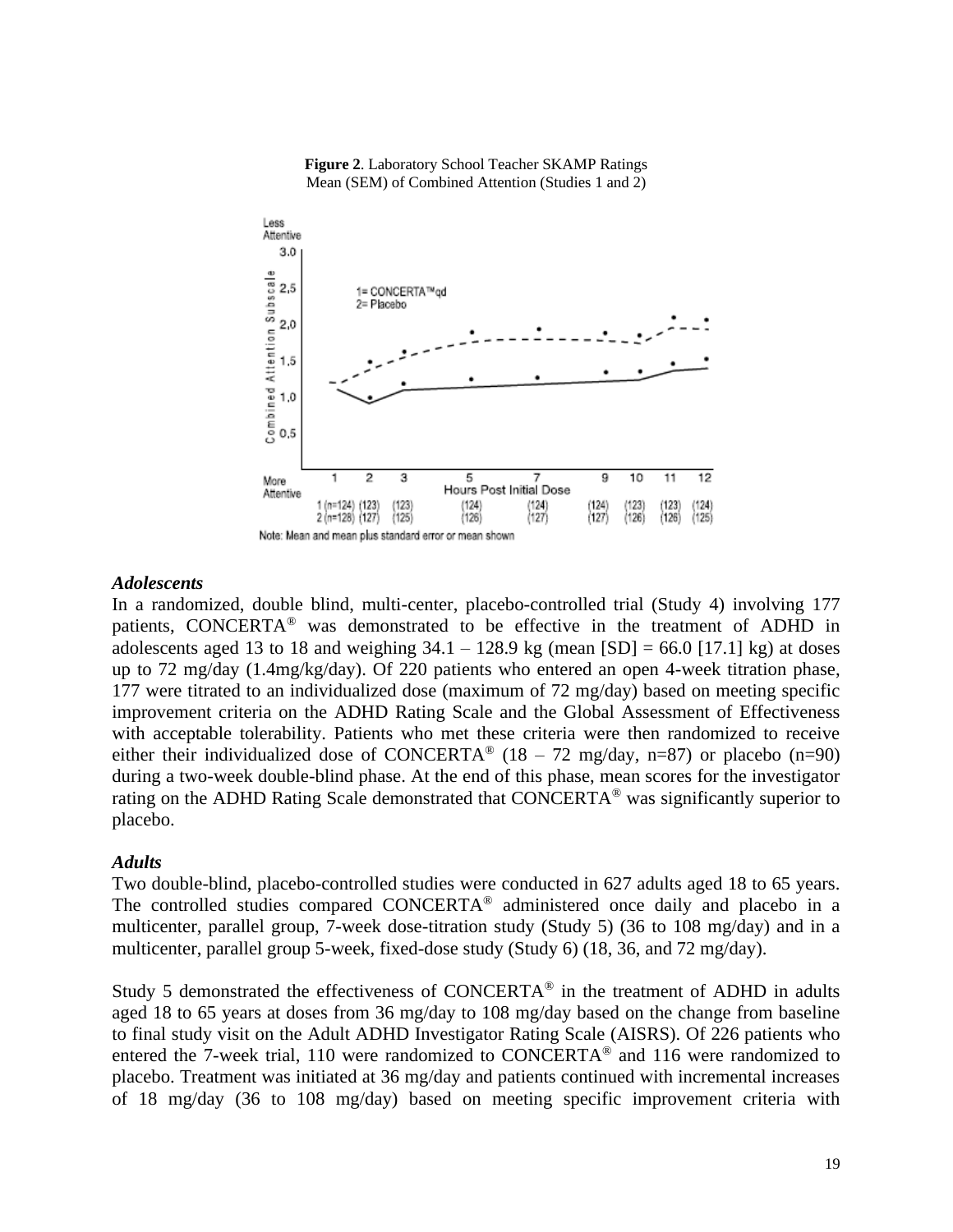**Figure 2**. Laboratory School Teacher SKAMP Ratings
Mean (SEM) of Combined Attention (Studies 1 and 2)

### *Adolescents*

In a randomized, double blind, multi-center, placebo-controlled trial (Study 4) involving 177 patients, CONCERTA® was demonstrated to be effective in the treatment of ADHD in adolescents aged 13 to 18 and weighing 34.1 – 128.9 kg (mean [SD] = 66.0 [17.1] kg) at doses up to 72 mg/day (1.4mg/kg/day). Of 220 patients who entered an open 4-week titration phase, 177 were titrated to an individualized dose (maximum of 72 mg/day) based on meeting specific improvement criteria on the ADHD Rating Scale and the Global Assessment of Effectiveness with acceptable tolerability. Patients who met these criteria were then randomized to receive either their individualized dose of CONCERTA® (18 – 72 mg/day, n=87) or placebo (n=90) during a two-week double-blind phase. At the end of this phase, mean scores for the investigator rating on the ADHD Rating Scale demonstrated that CONCERTA® was significantly superior to placebo.

### *Adults*

Two double-blind, placebo-controlled studies were conducted in 627 adults aged 18 to 65 years. The controlled studies compared CONCERTA® administered once daily and placebo in a multicenter, parallel group, 7-week dose-titration study (Study 5) (36 to 108 mg/day) and in a multicenter, parallel group 5-week, fixed-dose study (Study 6) (18, 36, and 72 mg/day).

Study 5 demonstrated the effectiveness of CONCERTA® in the treatment of ADHD in adults aged 18 to 65 years at doses from 36 mg/day to 108 mg/day based on the change from baseline to final study visit on the Adult ADHD Investigator Rating Scale (AISRS). Of 226 patients who entered the 7-week trial, 110 were randomized to CONCERTA® and 116 were randomized to placebo. Treatment was initiated at 36 mg/day and patients continued with incremental increases of 18 mg/day (36 to 108 mg/day) based on meeting specific improvement criteria with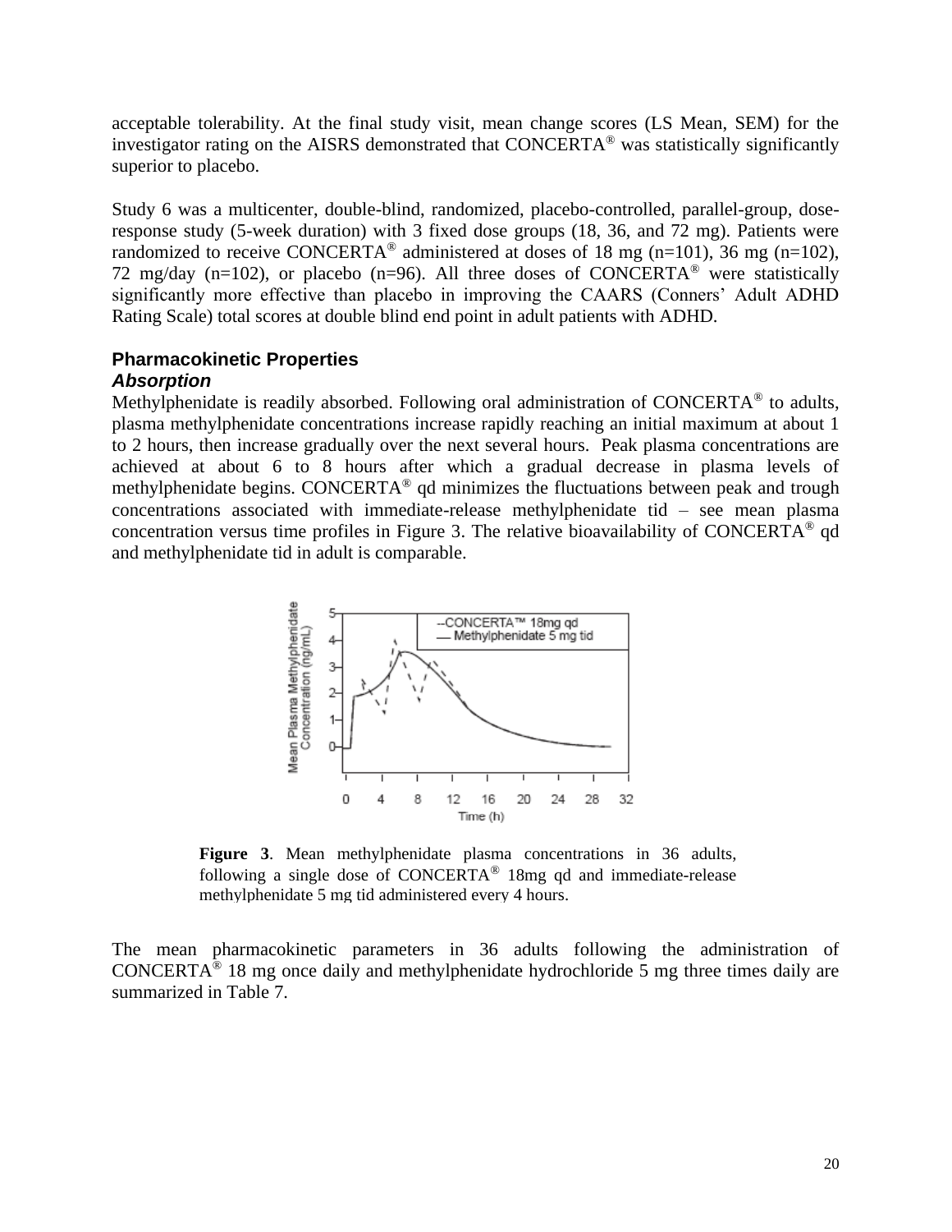acceptable tolerability. At the final study visit, mean change scores (LS Mean, SEM) for the investigator rating on the AISRS demonstrated that CONCERTA® was statistically significantly superior to placebo.

Study 6 was a multicenter, double-blind, randomized, placebo-controlled, parallel-group, dose-response study (5-week duration) with 3 fixed dose groups (18, 36, and 72 mg). Patients were randomized to receive CONCERTA® administered at doses of 18 mg (n=101), 36 mg (n=102), 72 mg/day (n=102), or placebo (n=96). All three doses of CONCERTA® were statistically significantly more effective than placebo in improving the CAARS (Conners' Adult ADHD Rating Scale) total scores at double blind end point in adult patients with ADHD.

## Pharmacokinetic Properties

### *Absorption*

Methylphenidate is readily absorbed. Following oral administration of CONCERTA® to adults, plasma methylphenidate concentrations increase rapidly reaching an initial maximum at about 1 to 2 hours, then increase gradually over the next several hours. Peak plasma concentrations are achieved at about 6 to 8 hours after which a gradual decrease in plasma levels of methylphenidate begins. CONCERTA® qd minimizes the fluctuations between peak and trough concentrations associated with immediate-release methylphenidate tid – see mean plasma concentration versus time profiles in Figure 3. The relative bioavailability of CONCERTA® qd and methylphenidate tid in adult is comparable.

**Figure 3**. Mean methylphenidate plasma concentrations in 36 adults, following a single dose of CONCERTA® 18mg qd and immediate-release methylphenidate 5 mg tid administered every 4 hours.

The mean pharmacokinetic parameters in 36 adults following the administration of CONCERTA® 18 mg once daily and methylphenidate hydrochloride 5 mg three times daily are summarized in Table 7.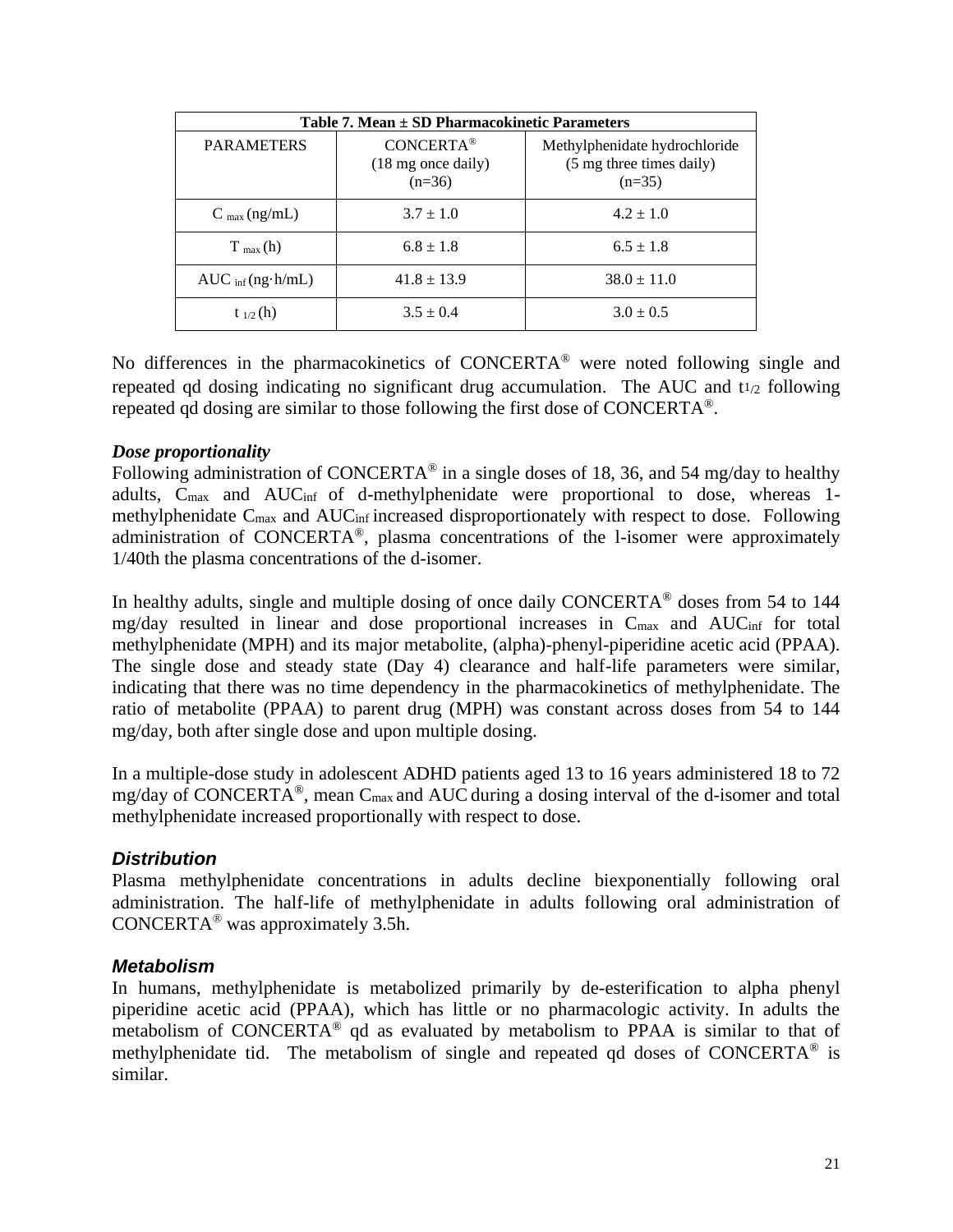| Table 7. Mean ± SD Pharmacokinetic Parameters | | |
|---|---|---|
| PARAMETERS | CONCERTA® (18 mg once daily) (n=36) | Methylphenidate hydrochloride (5 mg three times daily) (n=35) |
| $C_{max}$ (ng/mL) | 3.7 ± 1.0 | 4.2 ± 1.0 |
| $T_{max}$ (h) | 6.8 ± 1.8 | 6.5 ± 1.8 |
| $AUC_{inf}$ (ng·h/mL) | 41.8 ± 13.9 | 38.0 ± 11.0 |
| $t_{1/2}$ (h) | 3.5 ± 0.4 | 3.0 ± 0.5 |

No differences in the pharmacokinetics of CONCERTA® were noted following single and repeated qd dosing indicating no significant drug accumulation. The AUC and $t_{1/2}$ following repeated qd dosing are similar to those following the first dose of CONCERTA®.

### *Dose proportionality*

Following administration of CONCERTA® in a single doses of 18, 36, and 54 mg/day to healthy adults, $C_{max}$ and $AUC_{inf}$ of d-methylphenidate were proportional to dose, whereas 1-methylphenidate $C_{max}$ and $AUC_{inf}$ increased disproportionately with respect to dose. Following administration of CONCERTA®, plasma concentrations of the l-isomer were approximately 1/40th the plasma concentrations of the d-isomer.

In healthy adults, single and multiple dosing of once daily CONCERTA® doses from 54 to 144 mg/day resulted in linear and dose proportional increases in $C_{max}$ and $AUC_{inf}$ for total methylphenidate (MPH) and its major metabolite, (alpha)-phenyl-piperidine acetic acid (PPAA). The single dose and steady state (Day 4) clearance and half-life parameters were similar, indicating that there was no time dependency in the pharmacokinetics of methylphenidate. The ratio of metabolite (PPAA) to parent drug (MPH) was constant across doses from 54 to 144 mg/day, both after single dose and upon multiple dosing.

In a multiple-dose study in adolescent ADHD patients aged 13 to 16 years administered 18 to 72 mg/day of CONCERTA®, mean $C_{max}$ and AUC during a dosing interval of the d-isomer and total methylphenidate increased proportionally with respect to dose.

### *Distribution*

Plasma methylphenidate concentrations in adults decline biexponentially following oral administration. The half-life of methylphenidate in adults following oral administration of CONCERTA® was approximately 3.5h.

### *Metabolism*

In humans, methylphenidate is metabolized primarily by de-esterification to alpha phenyl piperidine acetic acid (PPAA), which has little or no pharmacologic activity. In adults the metabolism of CONCERTA® qd as evaluated by metabolism to PPAA is similar to that of methylphenidate tid. The metabolism of single and repeated qd doses of CONCERTA® is similar.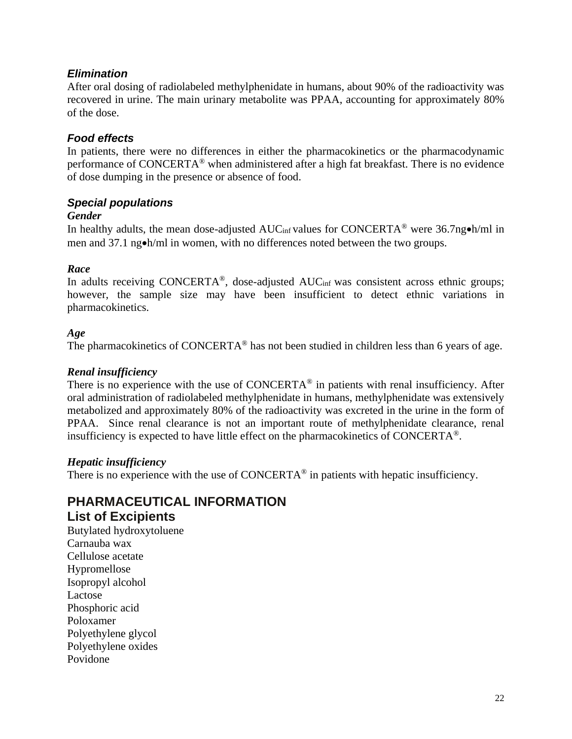### *Elimination*

After oral dosing of radiolabeled methylphenidate in humans, about 90% of the radioactivity was recovered in urine. The main urinary metabolite was PPAA, accounting for approximately 80% of the dose.

### *Food effects*

In patients, there were no differences in either the pharmacokinetics or the pharmacodynamic performance of CONCERTA® when administered after a high fat breakfast. There is no evidence of dose dumping in the presence or absence of food.

### *Special populations*

***Gender***

In healthy adults, the mean dose-adjusted $AUC_{inf}$ values for CONCERTA® were 36.7ng•h/ml in men and 37.1 ng•h/ml in women, with no differences noted between the two groups.

***Race***

In adults receiving CONCERTA®, dose-adjusted $AUC_{inf}$ was consistent across ethnic groups; however, the sample size may have been insufficient to detect ethnic variations in pharmacokinetics.

***Age***

The pharmacokinetics of CONCERTA® has not been studied in children less than 6 years of age.

***Renal insufficiency***

There is no experience with the use of CONCERTA® in patients with renal insufficiency. After oral administration of radiolabeled methylphenidate in humans, methylphenidate was extensively metabolized and approximately 80% of the radioactivity was excreted in the urine in the form of PPAA. Since renal clearance is not an important route of methylphenidate clearance, renal insufficiency is expected to have little effect on the pharmacokinetics of CONCERTA®.

***Hepatic insufficiency***

There is no experience with the use of CONCERTA® in patients with hepatic insufficiency.

## PHARMACEUTICAL INFORMATION

## List of Excipients

Butylated hydroxytoluene
Carnauba wax
Cellulose acetate
Hypromellose
Isopropyl alcohol
Lactose
Phosphoric acid
Poloxamer
Polyethylene glycol
Polyethylene oxides
Povidone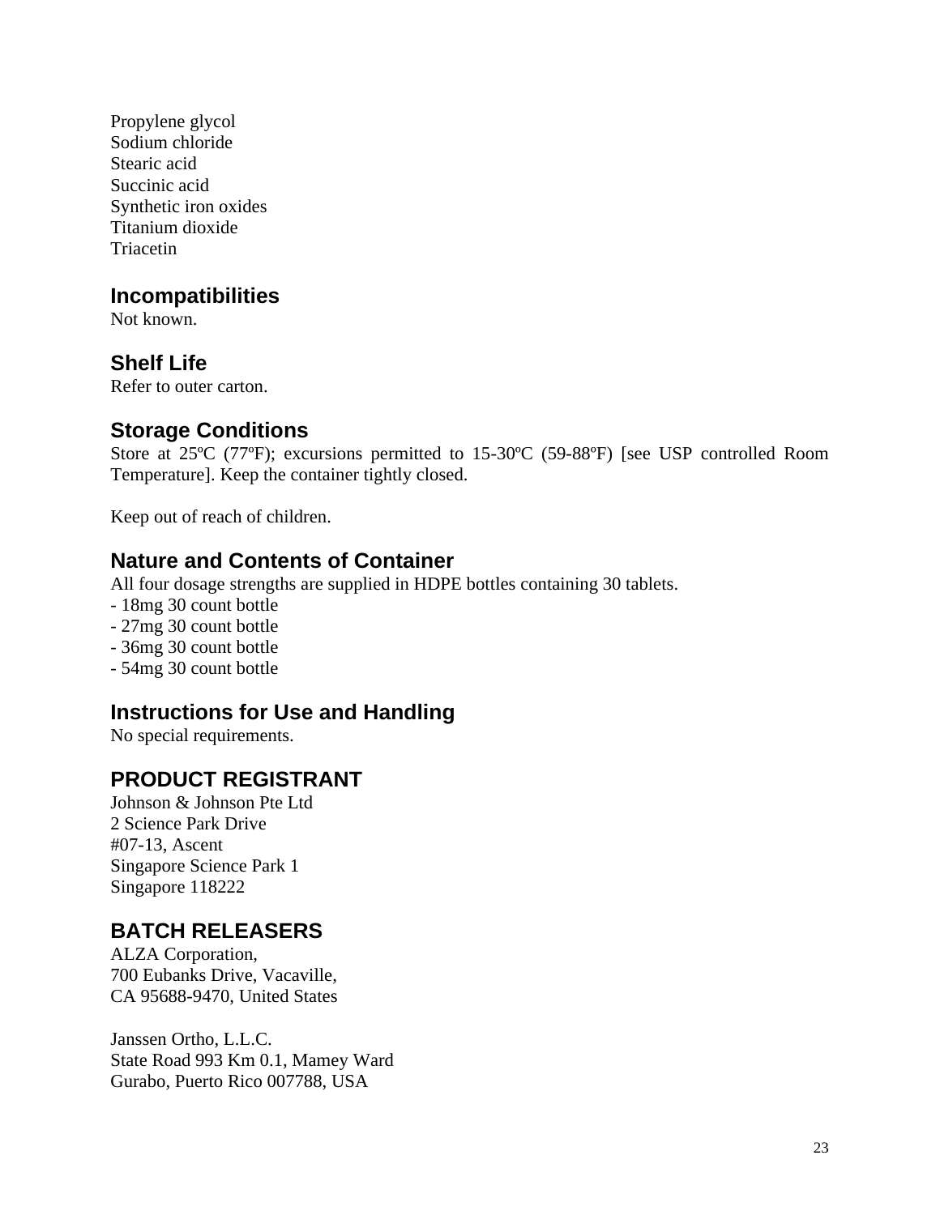Propylene glycol
Sodium chloride
Stearic acid
Succinic acid
Synthetic iron oxides
Titanium dioxide
Triacetin

## Incompatibilities

Not known.

## Shelf Life

Refer to outer carton.

## Storage Conditions

Store at 25ºC (77ºF); excursions permitted to 15-30ºC (59-88ºF) [see USP controlled Room Temperature]. Keep the container tightly closed.

Keep out of reach of children.

## Nature and Contents of Container

All four dosage strengths are supplied in HDPE bottles containing 30 tablets.

- 18mg 30 count bottle
- 27mg 30 count bottle
- 36mg 30 count bottle
- 54mg 30 count bottle

## Instructions for Use and Handling

No special requirements.

## PRODUCT REGISTRANT

Johnson & Johnson Pte Ltd
2 Science Park Drive
#07-13, Ascent
Singapore Science Park 1
Singapore 118222

## BATCH RELEASERS

ALZA Corporation,
700 Eubanks Drive, Vacaville,
CA 95688-9470, United States

Janssen Ortho, L.L.C.
State Road 993 Km 0.1, Mamey Ward
Gurabo, Puerto Rico 007788, USA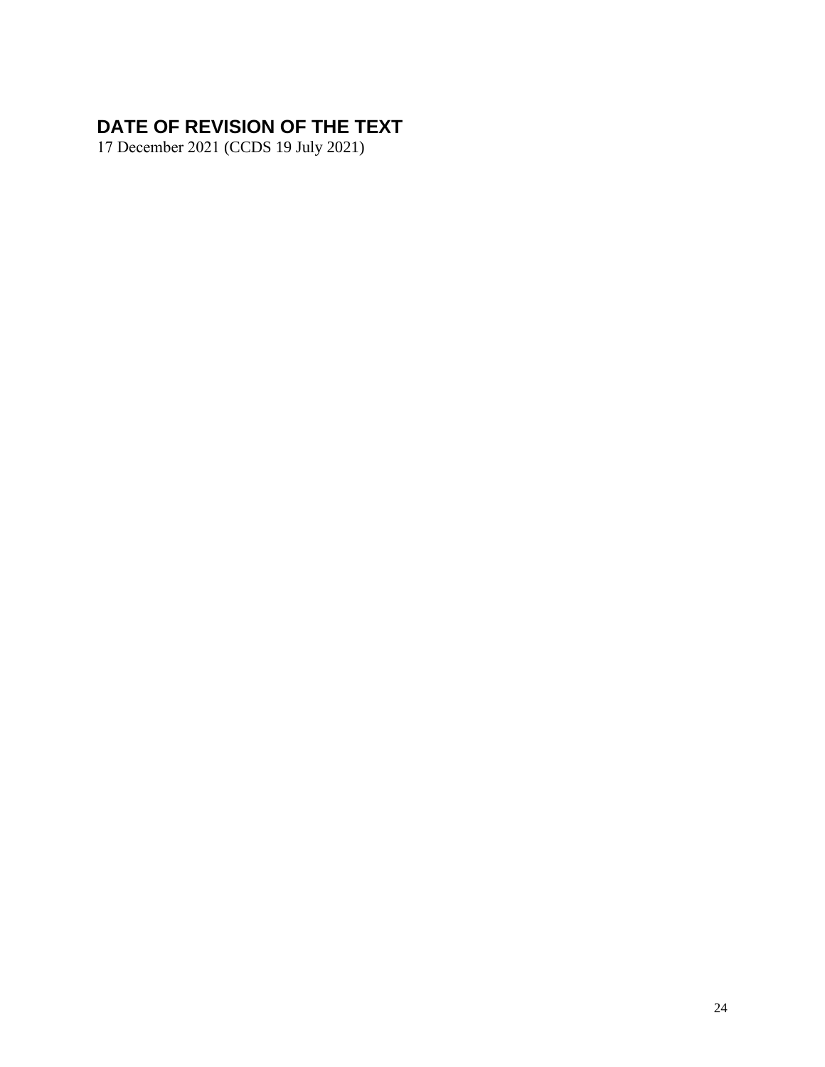# DATE OF REVISION OF THE TEXT

17 December 2021 (CCDS 19 July 2021)